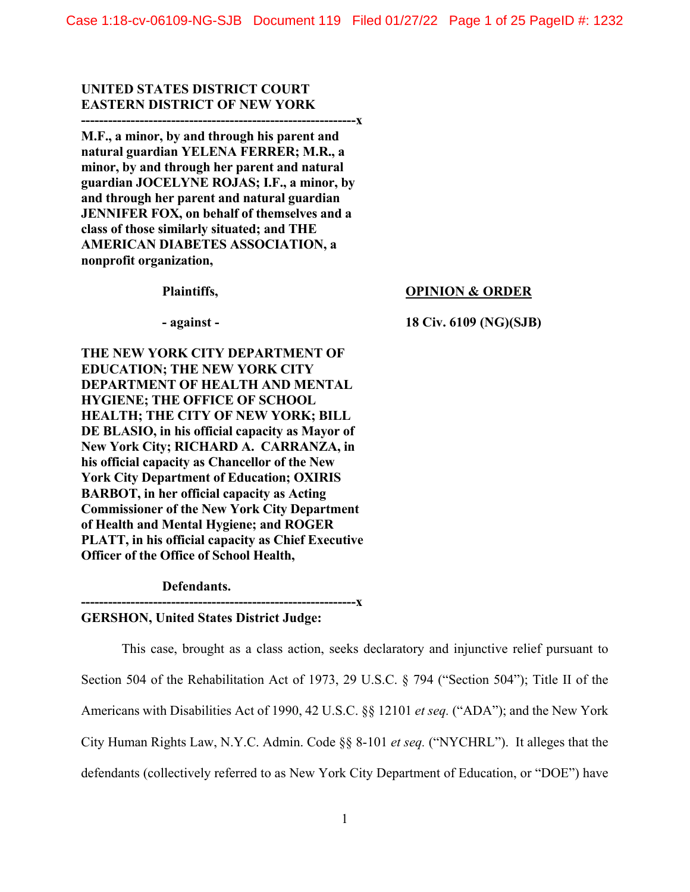**UNITED STATES DISTRICT COURT**
**EASTERN DISTRICT OF NEW YORK**

---

**M.F., a minor, by and through his parent and natural guardian YELENA FERRER; M.R., a minor, by and through her parent and natural guardian JOCELYNE ROJAS; I.F., a minor, by and through her parent and natural guardian JENNIFER FOX, on behalf of themselves and a class of those similarly situated; and THE AMERICAN DIABETES ASSOCIATION, a nonprofit organization,**

**Plaintiffs,**

**- against -**

**THE NEW YORK CITY DEPARTMENT OF EDUCATION; THE NEW YORK CITY DEPARTMENT OF HEALTH AND MENTAL HYGIENE; THE OFFICE OF SCHOOL HEALTH; THE CITY OF NEW YORK; BILL DE BLASIO, in his official capacity as Mayor of New York City; RICHARD A. CARRANZA, in his official capacity as Chancellor of the New York City Department of Education; OXIRIS BARBOT, in her official capacity as Acting Commissioner of the New York City Department of Health and Mental Hygiene; and ROGER PLATT, in his official capacity as Chief Executive Officer of the Office of School Health,**

**Defendants.**

---

**OPINION & ORDER**

**18 Civ. 6109 (NG)(SJB)**

**GERSHON, United States District Judge:**

This case, brought as a class action, seeks declaratory and injunctive relief pursuant to Section 504 of the Rehabilitation Act of 1973, 29 U.S.C. § 794 ("Section 504"); Title II of the Americans with Disabilities Act of 1990, 42 U.S.C. §§ 12101 *et seq.* ("ADA"); and the New York City Human Rights Law, N.Y.C. Admin. Code §§ 8-101 *et seq.* ("NYCHRL"). It alleges that the defendants (collectively referred to as New York City Department of Education, or "DOE") have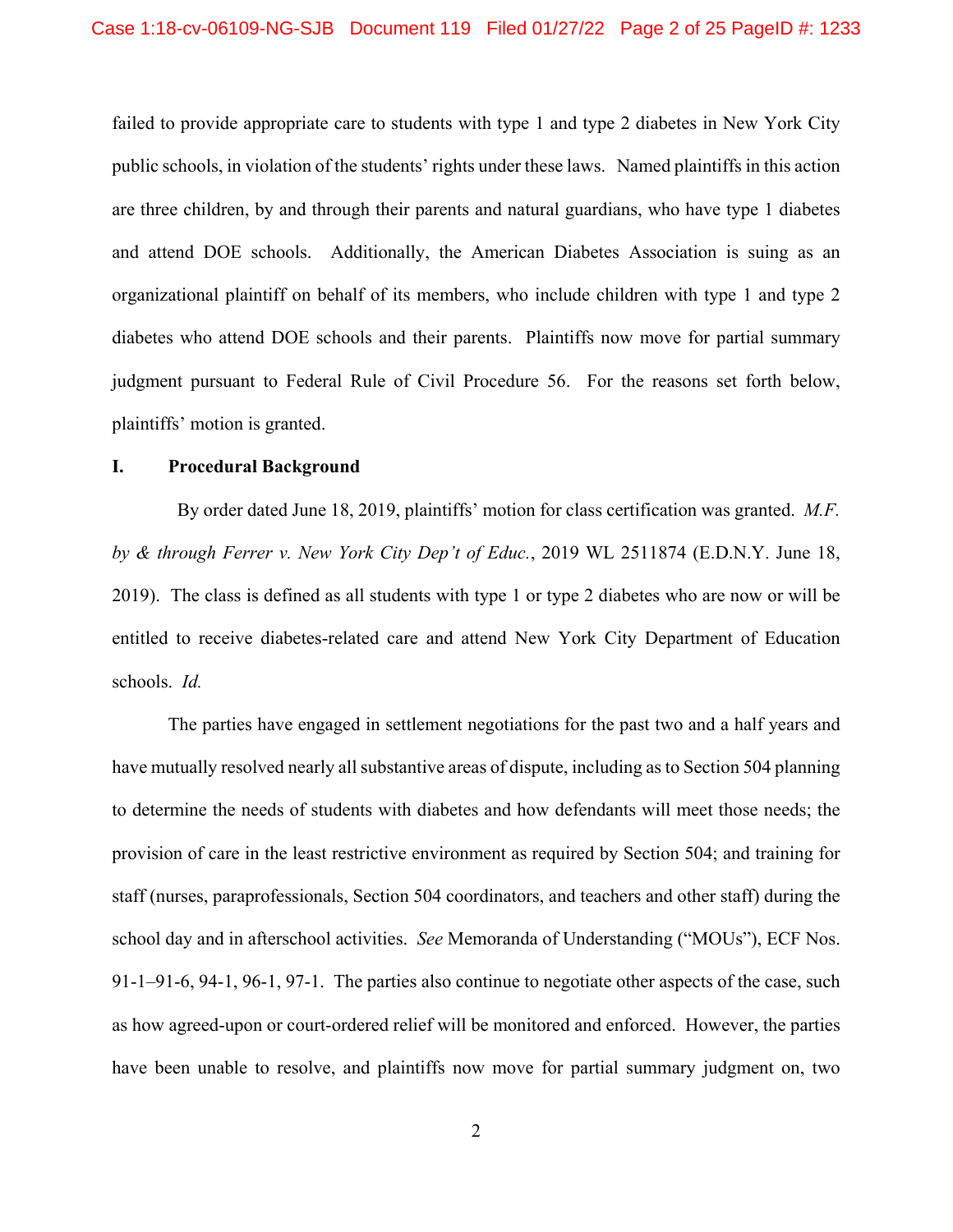failed to provide appropriate care to students with type 1 and type 2 diabetes in New York City public schools, in violation of the students' rights under these laws. Named plaintiffs in this action are three children, by and through their parents and natural guardians, who have type 1 diabetes and attend DOE schools. Additionally, the American Diabetes Association is suing as an organizational plaintiff on behalf of its members, who include children with type 1 and type 2 diabetes who attend DOE schools and their parents. Plaintiffs now move for partial summary judgment pursuant to Federal Rule of Civil Procedure 56. For the reasons set forth below, plaintiffs' motion is granted.

## I. Procedural Background

By order dated June 18, 2019, plaintiffs' motion for class certification was granted. *M.F. by & through Ferrer v. New York City Dep't of Educ.*, 2019 WL 2511874 (E.D.N.Y. June 18, 2019). The class is defined as all students with type 1 or type 2 diabetes who are now or will be entitled to receive diabetes-related care and attend New York City Department of Education schools. *Id.*

The parties have engaged in settlement negotiations for the past two and a half years and have mutually resolved nearly all substantive areas of dispute, including as to Section 504 planning to determine the needs of students with diabetes and how defendants will meet those needs; the provision of care in the least restrictive environment as required by Section 504; and training for staff (nurses, paraprofessionals, Section 504 coordinators, and teachers and other staff) during the school day and in afterschool activities. *See* Memoranda of Understanding ("MOUs"), ECF Nos. 91-1–91-6, 94-1, 96-1, 97-1. The parties also continue to negotiate other aspects of the case, such as how agreed-upon or court-ordered relief will be monitored and enforced. However, the parties have been unable to resolve, and plaintiffs now move for partial summary judgment on, two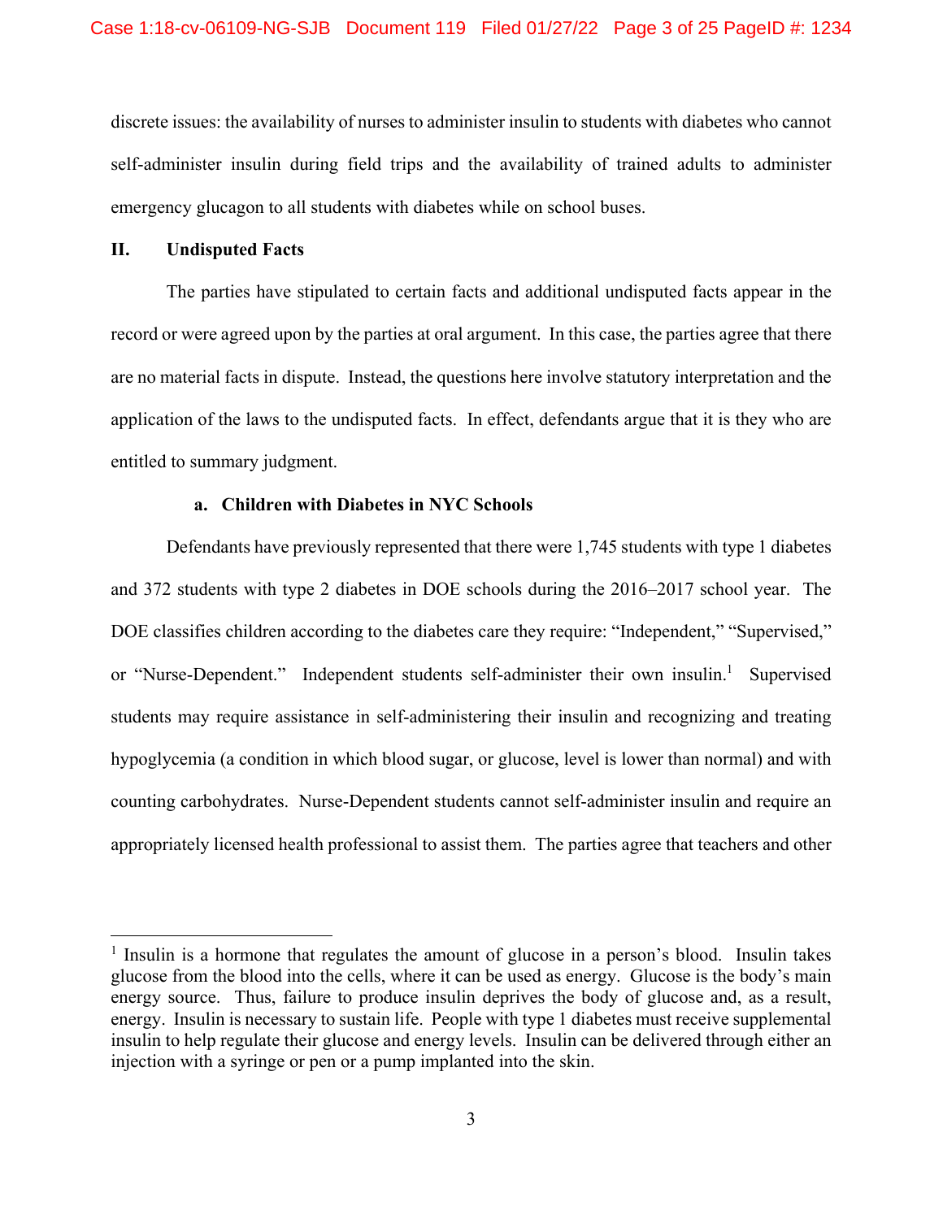discrete issues: the availability of nurses to administer insulin to students with diabetes who cannot self-administer insulin during field trips and the availability of trained adults to administer emergency glucagon to all students with diabetes while on school buses.

## II. Undisputed Facts

The parties have stipulated to certain facts and additional undisputed facts appear in the record or were agreed upon by the parties at oral argument. In this case, the parties agree that there are no material facts in dispute. Instead, the questions here involve statutory interpretation and the application of the laws to the undisputed facts. In effect, defendants argue that it is they who are entitled to summary judgment.

### a. Children with Diabetes in NYC Schools

Defendants have previously represented that there were 1,745 students with type 1 diabetes and 372 students with type 2 diabetes in DOE schools during the 2016–2017 school year. The DOE classifies children according to the diabetes care they require: "Independent," "Supervised," or "Nurse-Dependent." Independent students self-administer their own insulin.[1] Supervised students may require assistance in self-administering their insulin and recognizing and treating hypoglycemia (a condition in which blood sugar, or glucose, level is lower than normal) and with counting carbohydrates. Nurse-Dependent students cannot self-administer insulin and require an appropriately licensed health professional to assist them. The parties agree that teachers and other

---

[1] Insulin is a hormone that regulates the amount of glucose in a person's blood. Insulin takes glucose from the blood into the cells, where it can be used as energy. Glucose is the body's main energy source. Thus, failure to produce insulin deprives the body of glucose and, as a result, energy. Insulin is necessary to sustain life. People with type 1 diabetes must receive supplemental insulin to help regulate their glucose and energy levels. Insulin can be delivered through either an injection with a syringe or pen or a pump implanted into the skin.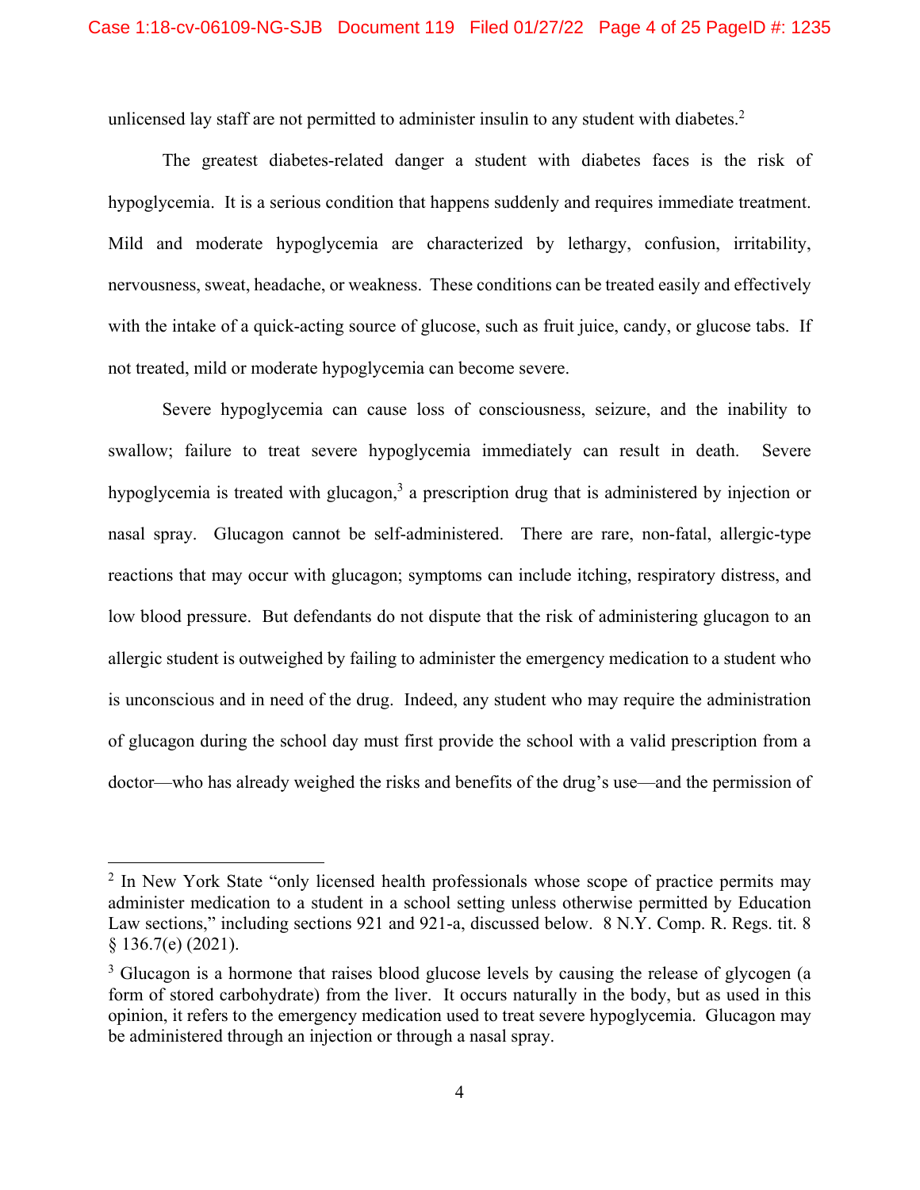unlicensed lay staff are not permitted to administer insulin to any student with diabetes.[2]

The greatest diabetes-related danger a student with diabetes faces is the risk of hypoglycemia. It is a serious condition that happens suddenly and requires immediate treatment. Mild and moderate hypoglycemia are characterized by lethargy, confusion, irritability, nervousness, sweat, headache, or weakness. These conditions can be treated easily and effectively with the intake of a quick-acting source of glucose, such as fruit juice, candy, or glucose tabs. If not treated, mild or moderate hypoglycemia can become severe.

Severe hypoglycemia can cause loss of consciousness, seizure, and the inability to swallow; failure to treat severe hypoglycemia immediately can result in death. Severe hypoglycemia is treated with glucagon,[3] a prescription drug that is administered by injection or nasal spray. Glucagon cannot be self-administered. There are rare, non-fatal, allergic-type reactions that may occur with glucagon; symptoms can include itching, respiratory distress, and low blood pressure. But defendants do not dispute that the risk of administering glucagon to an allergic student is outweighed by failing to administer the emergency medication to a student who is unconscious and in need of the drug. Indeed, any student who may require the administration of glucagon during the school day must first provide the school with a valid prescription from a doctor—who has already weighed the risks and benefits of the drug's use—and the permission of

---

[2] In New York State "only licensed health professionals whose scope of practice permits may administer medication to a student in a school setting unless otherwise permitted by Education Law sections," including sections 921 and 921-a, discussed below. 8 N.Y. Comp. R. Regs. tit. 8 § 136.7(e) (2021).

[3] Glucagon is a hormone that raises blood glucose levels by causing the release of glycogen (a form of stored carbohydrate) from the liver. It occurs naturally in the body, but as used in this opinion, it refers to the emergency medication used to treat severe hypoglycemia. Glucagon may be administered through an injection or through a nasal spray.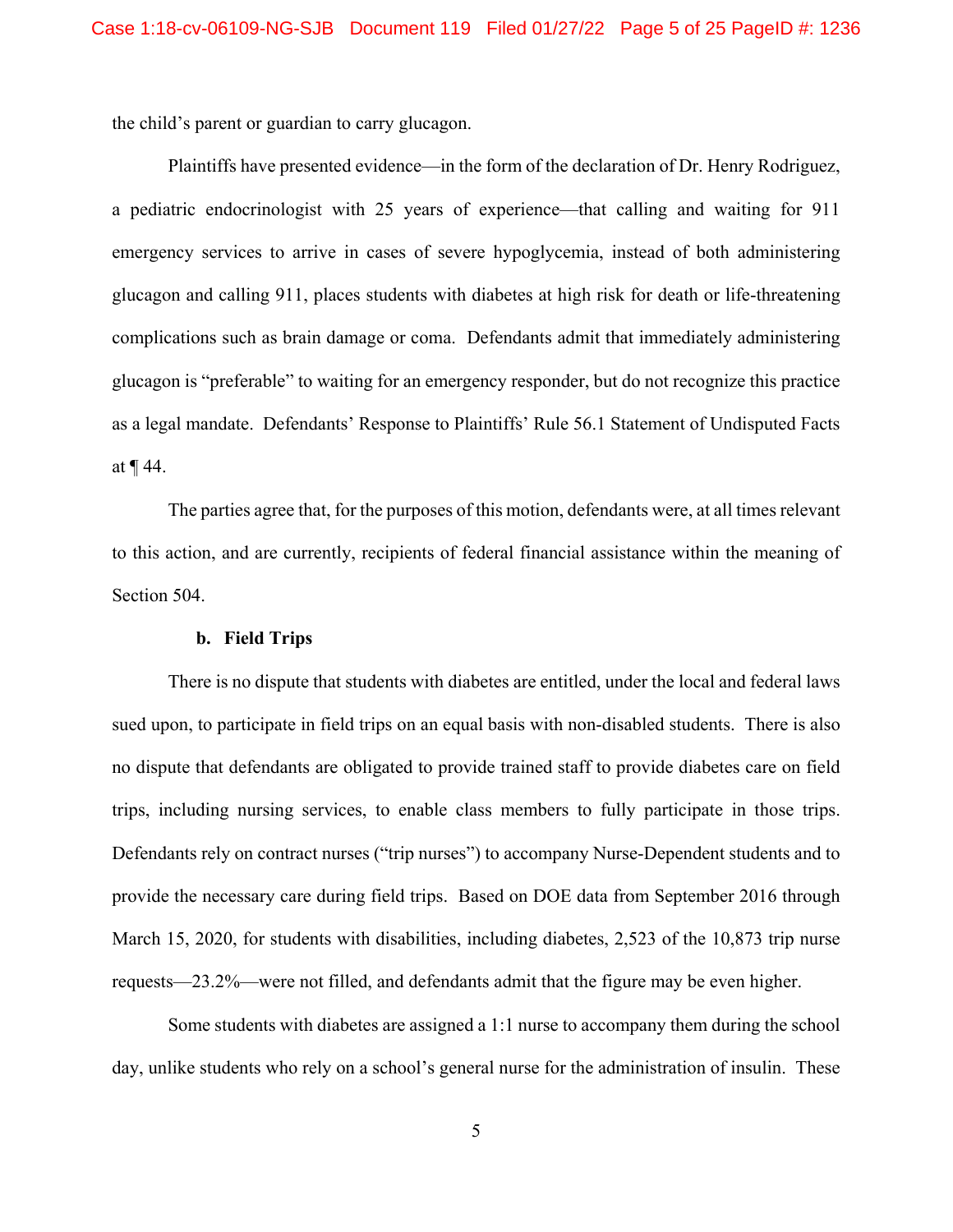the child's parent or guardian to carry glucagon.

Plaintiffs have presented evidence—in the form of the declaration of Dr. Henry Rodriguez, a pediatric endocrinologist with 25 years of experience—that calling and waiting for 911 emergency services to arrive in cases of severe hypoglycemia, instead of both administering glucagon and calling 911, places students with diabetes at high risk for death or life-threatening complications such as brain damage or coma. Defendants admit that immediately administering glucagon is "preferable" to waiting for an emergency responder, but do not recognize this practice as a legal mandate. Defendants' Response to Plaintiffs' Rule 56.1 Statement of Undisputed Facts at ¶ 44.

The parties agree that, for the purposes of this motion, defendants were, at all times relevant to this action, and are currently, recipients of federal financial assistance within the meaning of Section 504.

**b. Field Trips**

There is no dispute that students with diabetes are entitled, under the local and federal laws sued upon, to participate in field trips on an equal basis with non-disabled students. There is also no dispute that defendants are obligated to provide trained staff to provide diabetes care on field trips, including nursing services, to enable class members to fully participate in those trips. Defendants rely on contract nurses ("trip nurses") to accompany Nurse-Dependent students and to provide the necessary care during field trips. Based on DOE data from September 2016 through March 15, 2020, for students with disabilities, including diabetes, 2,523 of the 10,873 trip nurse requests—23.2%—were not filled, and defendants admit that the figure may be even higher.

Some students with diabetes are assigned a 1:1 nurse to accompany them during the school day, unlike students who rely on a school's general nurse for the administration of insulin. These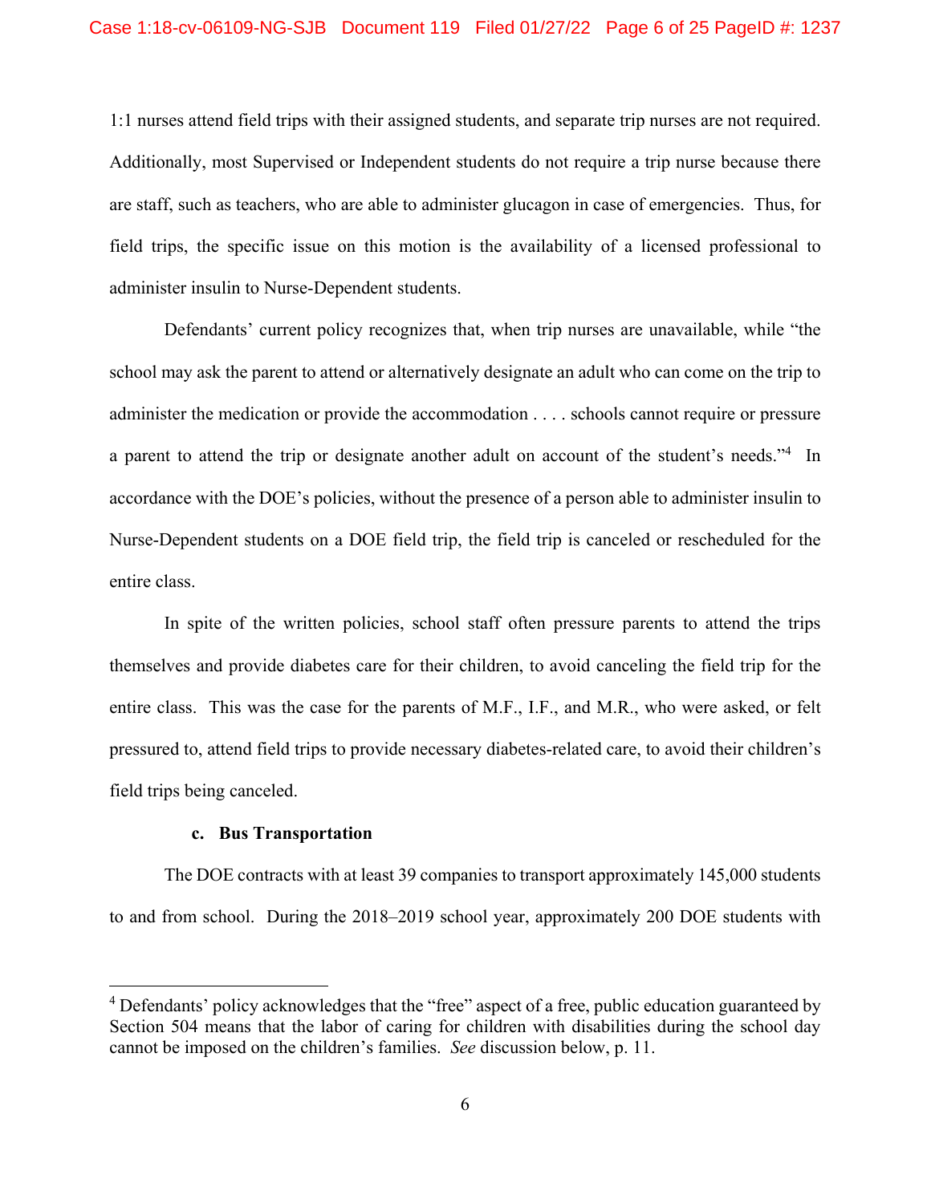1:1 nurses attend field trips with their assigned students, and separate trip nurses are not required. Additionally, most Supervised or Independent students do not require a trip nurse because there are staff, such as teachers, who are able to administer glucagon in case of emergencies. Thus, for field trips, the specific issue on this motion is the availability of a licensed professional to administer insulin to Nurse-Dependent students.

Defendants' current policy recognizes that, when trip nurses are unavailable, while "the school may ask the parent to attend or alternatively designate an adult who can come on the trip to administer the medication or provide the accommodation . . . . schools cannot require or pressure a parent to attend the trip or designate another adult on account of the student's needs."[4] In accordance with the DOE's policies, without the presence of a person able to administer insulin to Nurse-Dependent students on a DOE field trip, the field trip is canceled or rescheduled for the entire class.

In spite of the written policies, school staff often pressure parents to attend the trips themselves and provide diabetes care for their children, to avoid canceling the field trip for the entire class. This was the case for the parents of M.F., I.F., and M.R., who were asked, or felt pressured to, attend field trips to provide necessary diabetes-related care, to avoid their children's field trips being canceled.

#### c. Bus Transportation

The DOE contracts with at least 39 companies to transport approximately 145,000 students to and from school. During the 2018–2019 school year, approximately 200 DOE students with

---

[4] Defendants' policy acknowledges that the "free" aspect of a free, public education guaranteed by Section 504 means that the labor of caring for children with disabilities during the school day cannot be imposed on the children's families. *See* discussion below, p. 11.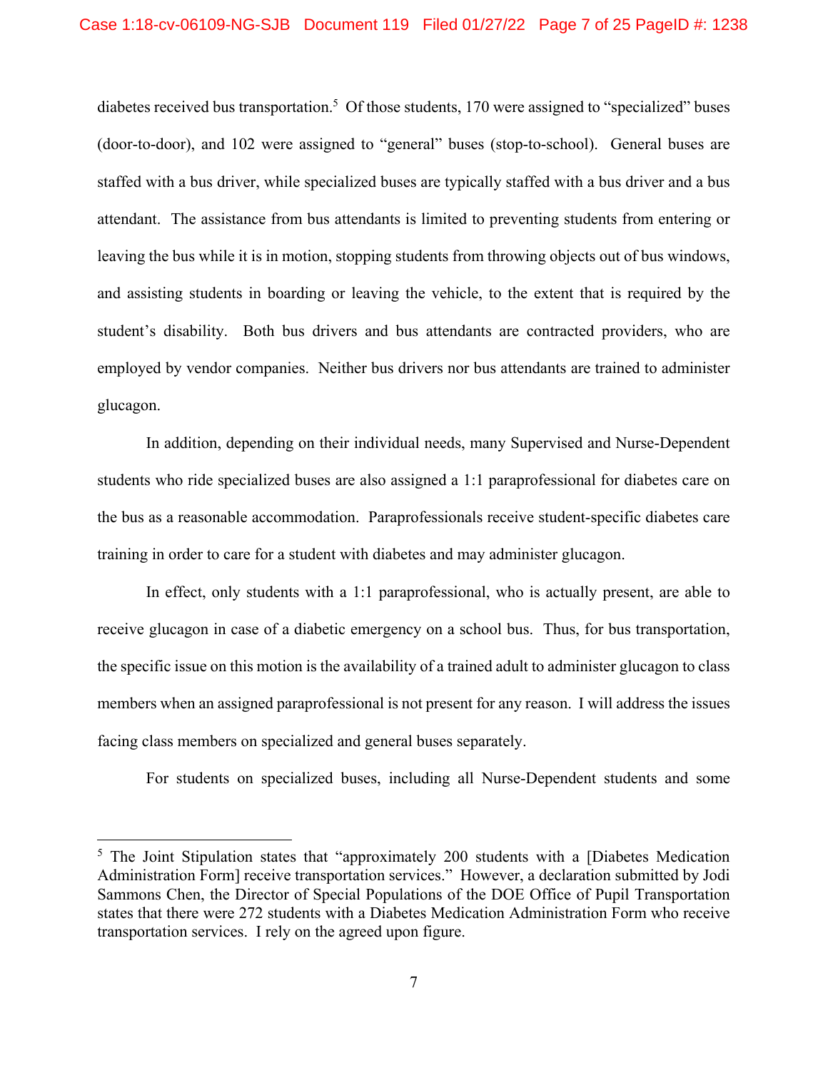diabetes received bus transportation.[5] Of those students, 170 were assigned to "specialized" buses (door-to-door), and 102 were assigned to "general" buses (stop-to-school). General buses are staffed with a bus driver, while specialized buses are typically staffed with a bus driver and a bus attendant. The assistance from bus attendants is limited to preventing students from entering or leaving the bus while it is in motion, stopping students from throwing objects out of bus windows, and assisting students in boarding or leaving the vehicle, to the extent that is required by the student's disability. Both bus drivers and bus attendants are contracted providers, who are employed by vendor companies. Neither bus drivers nor bus attendants are trained to administer glucagon.

In addition, depending on their individual needs, many Supervised and Nurse-Dependent students who ride specialized buses are also assigned a 1:1 paraprofessional for diabetes care on the bus as a reasonable accommodation. Paraprofessionals receive student-specific diabetes care training in order to care for a student with diabetes and may administer glucagon.

In effect, only students with a 1:1 paraprofessional, who is actually present, are able to receive glucagon in case of a diabetic emergency on a school bus. Thus, for bus transportation, the specific issue on this motion is the availability of a trained adult to administer glucagon to class members when an assigned paraprofessional is not present for any reason. I will address the issues facing class members on specialized and general buses separately.

For students on specialized buses, including all Nurse-Dependent students and some

---

[5] The Joint Stipulation states that "approximately 200 students with a [Diabetes Medication Administration Form] receive transportation services." However, a declaration submitted by Jodi Sammons Chen, the Director of Special Populations of the DOE Office of Pupil Transportation states that there were 272 students with a Diabetes Medication Administration Form who receive transportation services. I rely on the agreed upon figure.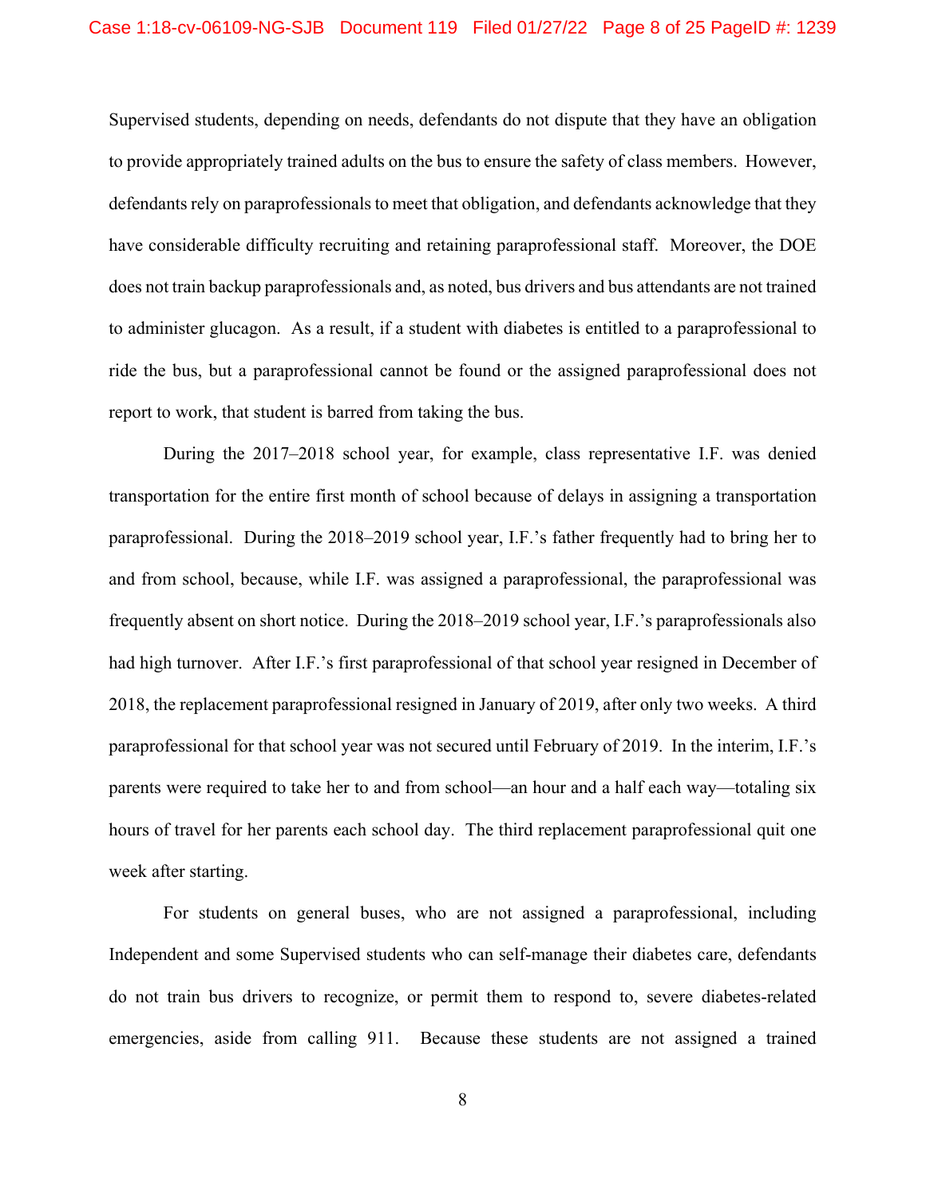Supervised students, depending on needs, defendants do not dispute that they have an obligation to provide appropriately trained adults on the bus to ensure the safety of class members. However, defendants rely on paraprofessionals to meet that obligation, and defendants acknowledge that they have considerable difficulty recruiting and retaining paraprofessional staff. Moreover, the DOE does not train backup paraprofessionals and, as noted, bus drivers and bus attendants are not trained to administer glucagon. As a result, if a student with diabetes is entitled to a paraprofessional to ride the bus, but a paraprofessional cannot be found or the assigned paraprofessional does not report to work, that student is barred from taking the bus.

During the 2017–2018 school year, for example, class representative I.F. was denied transportation for the entire first month of school because of delays in assigning a transportation paraprofessional. During the 2018–2019 school year, I.F.'s father frequently had to bring her to and from school, because, while I.F. was assigned a paraprofessional, the paraprofessional was frequently absent on short notice. During the 2018–2019 school year, I.F.'s paraprofessionals also had high turnover. After I.F.'s first paraprofessional of that school year resigned in December of 2018, the replacement paraprofessional resigned in January of 2019, after only two weeks. A third paraprofessional for that school year was not secured until February of 2019. In the interim, I.F.'s parents were required to take her to and from school—an hour and a half each way—totaling six hours of travel for her parents each school day. The third replacement paraprofessional quit one week after starting.

For students on general buses, who are not assigned a paraprofessional, including Independent and some Supervised students who can self-manage their diabetes care, defendants do not train bus drivers to recognize, or permit them to respond to, severe diabetes-related emergencies, aside from calling 911. Because these students are not assigned a trained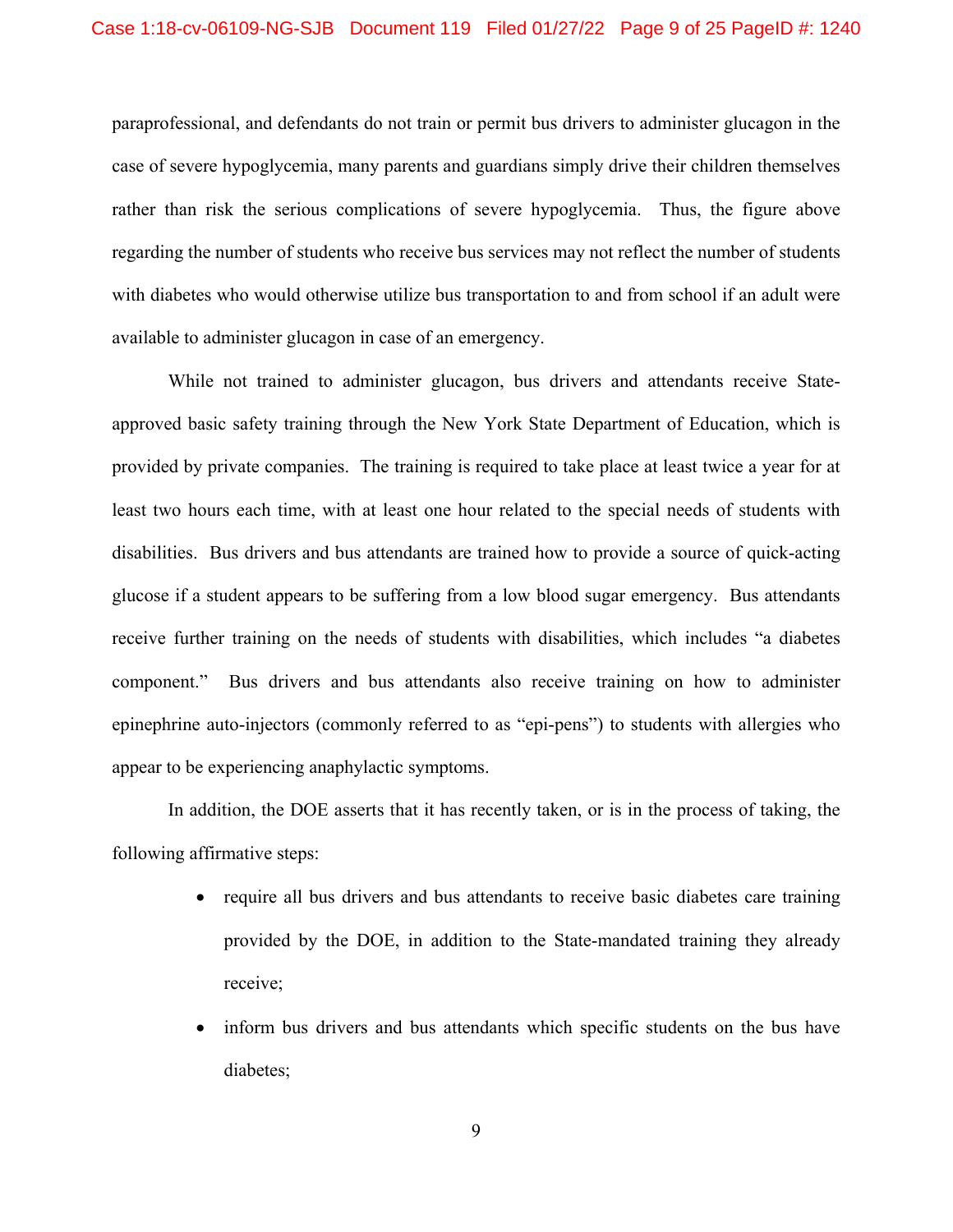paraprofessional, and defendants do not train or permit bus drivers to administer glucagon in the case of severe hypoglycemia, many parents and guardians simply drive their children themselves rather than risk the serious complications of severe hypoglycemia. Thus, the figure above regarding the number of students who receive bus services may not reflect the number of students with diabetes who would otherwise utilize bus transportation to and from school if an adult were available to administer glucagon in case of an emergency.

While not trained to administer glucagon, bus drivers and attendants receive State-approved basic safety training through the New York State Department of Education, which is provided by private companies. The training is required to take place at least twice a year for at least two hours each time, with at least one hour related to the special needs of students with disabilities. Bus drivers and bus attendants are trained how to provide a source of quick-acting glucose if a student appears to be suffering from a low blood sugar emergency. Bus attendants receive further training on the needs of students with disabilities, which includes "a diabetes component." Bus drivers and bus attendants also receive training on how to administer epinephrine auto-injectors (commonly referred to as "epi-pens") to students with allergies who appear to be experiencing anaphylactic symptoms.

In addition, the DOE asserts that it has recently taken, or is in the process of taking, the following affirmative steps:

- require all bus drivers and bus attendants to receive basic diabetes care training provided by the DOE, in addition to the State-mandated training they already receive;
- inform bus drivers and bus attendants which specific students on the bus have diabetes;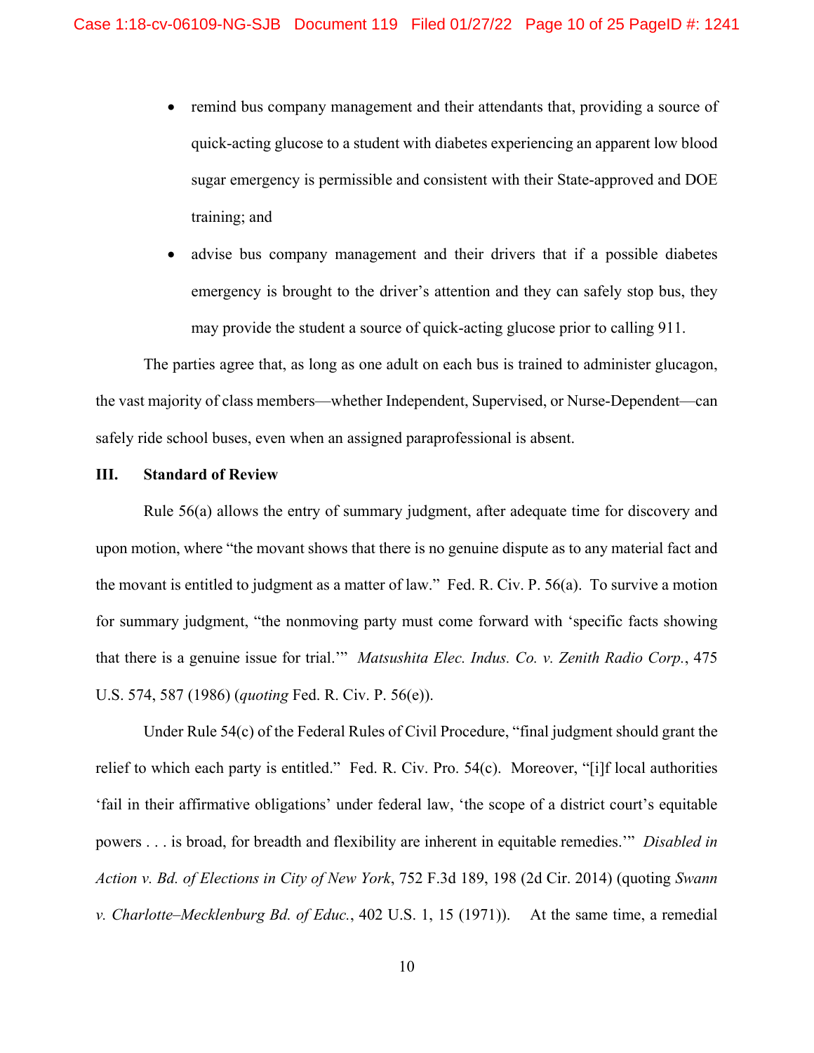- remind bus company management and their attendants that, providing a source of quick-acting glucose to a student with diabetes experiencing an apparent low blood sugar emergency is permissible and consistent with their State-approved and DOE training; and
- advise bus company management and their drivers that if a possible diabetes emergency is brought to the driver's attention and they can safely stop bus, they may provide the student a source of quick-acting glucose prior to calling 911.

The parties agree that, as long as one adult on each bus is trained to administer glucagon, the vast majority of class members—whether Independent, Supervised, or Nurse-Dependent—can safely ride school buses, even when an assigned paraprofessional is absent.

## III. Standard of Review

Rule 56(a) allows the entry of summary judgment, after adequate time for discovery and upon motion, where "the movant shows that there is no genuine dispute as to any material fact and the movant is entitled to judgment as a matter of law." Fed. R. Civ. P. 56(a). To survive a motion for summary judgment, "the nonmoving party must come forward with 'specific facts showing that there is a genuine issue for trial.'" *Matsushita Elec. Indus. Co. v. Zenith Radio Corp.*, 475 U.S. 574, 587 (1986) (*quoting* Fed. R. Civ. P. 56(e)).

Under Rule 54(c) of the Federal Rules of Civil Procedure, "final judgment should grant the relief to which each party is entitled." Fed. R. Civ. Pro. 54(c). Moreover, "[i]f local authorities 'fail in their affirmative obligations' under federal law, 'the scope of a district court's equitable powers . . . is broad, for breadth and flexibility are inherent in equitable remedies.'" *Disabled in Action v. Bd. of Elections in City of New York*, 752 F.3d 189, 198 (2d Cir. 2014) (quoting *Swann v. Charlotte–Mecklenburg Bd. of Educ.*, 402 U.S. 1, 15 (1971)). At the same time, a remedial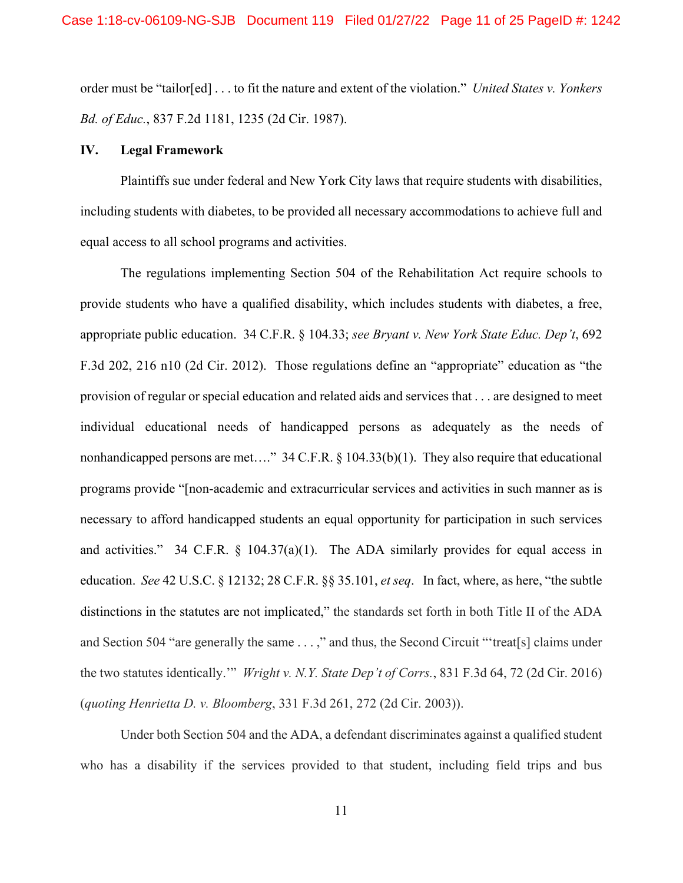order must be "tailor[ed] . . . to fit the nature and extent of the violation." *United States v. Yonkers Bd. of Educ.*, 837 F.2d 1181, 1235 (2d Cir. 1987).

## IV. Legal Framework

Plaintiffs sue under federal and New York City laws that require students with disabilities, including students with diabetes, to be provided all necessary accommodations to achieve full and equal access to all school programs and activities.

The regulations implementing Section 504 of the Rehabilitation Act require schools to provide students who have a qualified disability, which includes students with diabetes, a free, appropriate public education. 34 C.F.R. § 104.33; *see Bryant v. New York State Educ. Dep't*, 692 F.3d 202, 216 n10 (2d Cir. 2012). Those regulations define an "appropriate" education as "the provision of regular or special education and related aids and services that . . . are designed to meet individual educational needs of handicapped persons as adequately as the needs of nonhandicapped persons are met…." 34 C.F.R. § 104.33(b)(1). They also require that educational programs provide "[non-academic and extracurricular services and activities in such manner as is necessary to afford handicapped students an equal opportunity for participation in such services and activities." 34 C.F.R. § 104.37(a)(1). The ADA similarly provides for equal access in education. *See* 42 U.S.C. § 12132; 28 C.F.R. §§ 35.101, *et seq*. In fact, where, as here, "the subtle distinctions in the statutes are not implicated," the standards set forth in both Title II of the ADA and Section 504 "are generally the same . . . ," and thus, the Second Circuit "'treat[s] claims under the two statutes identically.'" *Wright v. N.Y. State Dep't of Corrs.*, 831 F.3d 64, 72 (2d Cir. 2016) (*quoting Henrietta D. v. Bloomberg*, 331 F.3d 261, 272 (2d Cir. 2003)).

Under both Section 504 and the ADA, a defendant discriminates against a qualified student who has a disability if the services provided to that student, including field trips and bus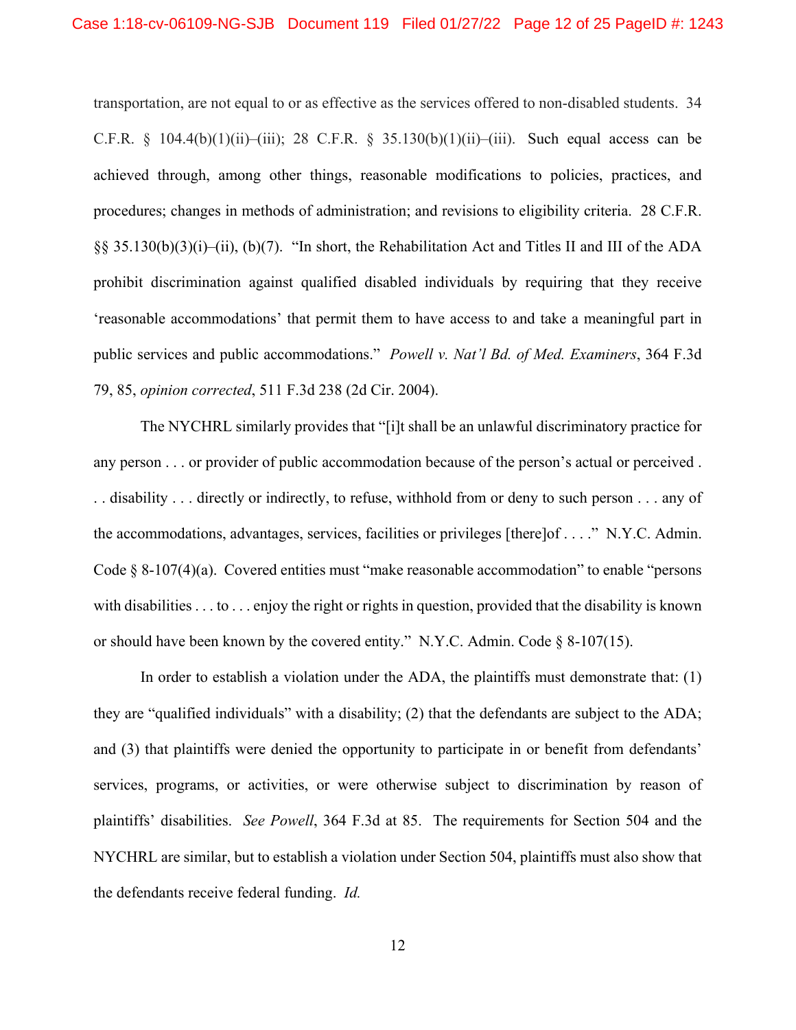transportation, are not equal to or as effective as the services offered to non-disabled students. 34 C.F.R. § 104.4(b)(1)(ii)–(iii); 28 C.F.R. § 35.130(b)(1)(ii)–(iii). Such equal access can be achieved through, among other things, reasonable modifications to policies, practices, and procedures; changes in methods of administration; and revisions to eligibility criteria. 28 C.F.R. §§ 35.130(b)(3)(i)–(ii), (b)(7). "In short, the Rehabilitation Act and Titles II and III of the ADA prohibit discrimination against qualified disabled individuals by requiring that they receive 'reasonable accommodations' that permit them to have access to and take a meaningful part in public services and public accommodations." *Powell v. Nat'l Bd. of Med. Examiners*, 364 F.3d 79, 85, *opinion corrected*, 511 F.3d 238 (2d Cir. 2004).

The NYCHRL similarly provides that "[i]t shall be an unlawful discriminatory practice for any person . . . or provider of public accommodation because of the person's actual or perceived . . . disability . . . directly or indirectly, to refuse, withhold from or deny to such person . . . any of the accommodations, advantages, services, facilities or privileges [there]of . . . ." N.Y.C. Admin. Code § 8-107(4)(a). Covered entities must "make reasonable accommodation" to enable "persons with disabilities . . . to . . . enjoy the right or rights in question, provided that the disability is known or should have been known by the covered entity." N.Y.C. Admin. Code § 8-107(15).

In order to establish a violation under the ADA, the plaintiffs must demonstrate that: (1) they are "qualified individuals" with a disability; (2) that the defendants are subject to the ADA; and (3) that plaintiffs were denied the opportunity to participate in or benefit from defendants' services, programs, or activities, or were otherwise subject to discrimination by reason of plaintiffs' disabilities. *See Powell*, 364 F.3d at 85. The requirements for Section 504 and the NYCHRL are similar, but to establish a violation under Section 504, plaintiffs must also show that the defendants receive federal funding. *Id.*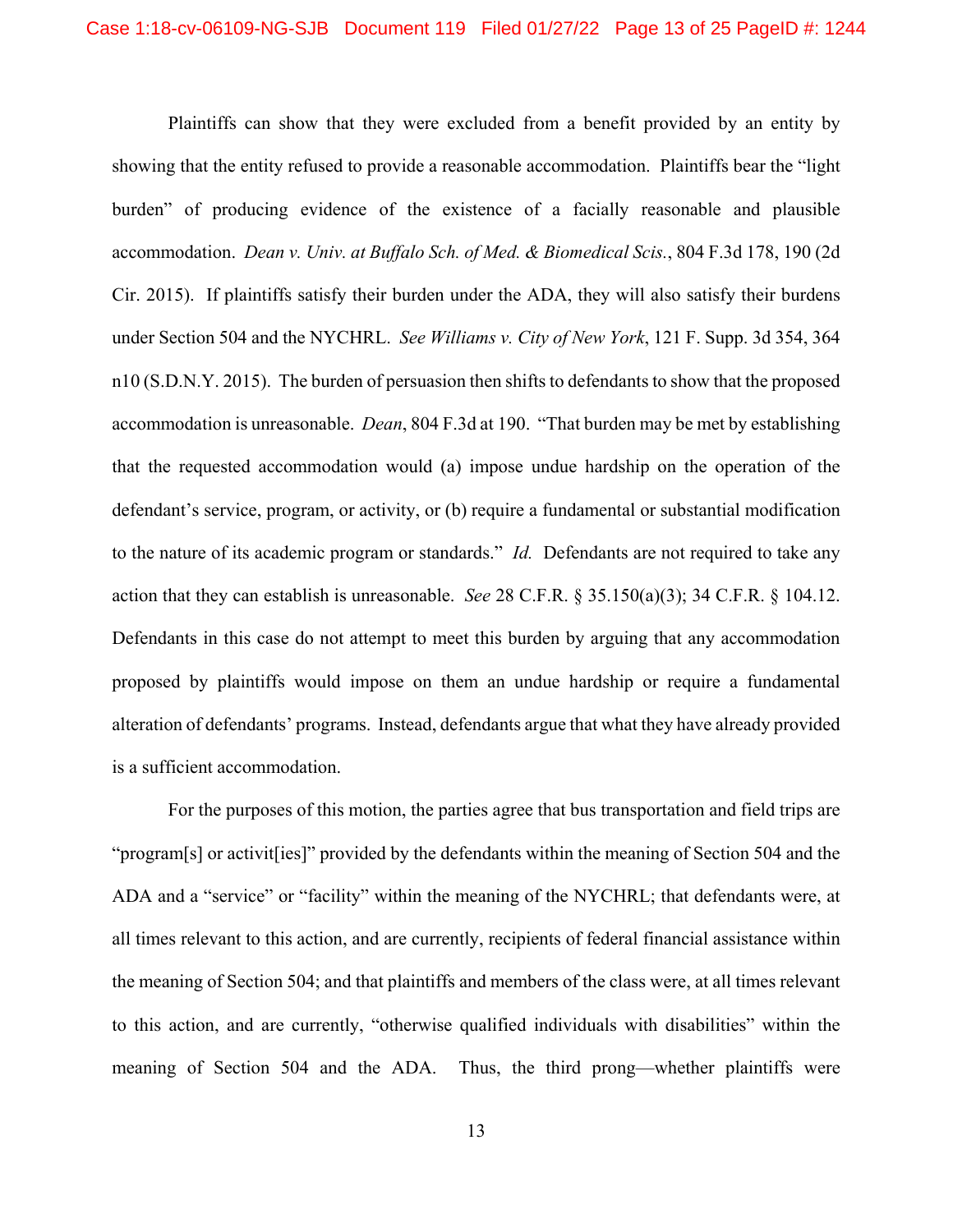Plaintiffs can show that they were excluded from a benefit provided by an entity by showing that the entity refused to provide a reasonable accommodation. Plaintiffs bear the "light burden" of producing evidence of the existence of a facially reasonable and plausible accommodation. *Dean v. Univ. at Buffalo Sch. of Med. & Biomedical Scis.*, 804 F.3d 178, 190 (2d Cir. 2015). If plaintiffs satisfy their burden under the ADA, they will also satisfy their burdens under Section 504 and the NYCHRL. *See Williams v. City of New York*, 121 F. Supp. 3d 354, 364 n10 (S.D.N.Y. 2015). The burden of persuasion then shifts to defendants to show that the proposed accommodation is unreasonable. *Dean*, 804 F.3d at 190. "That burden may be met by establishing that the requested accommodation would (a) impose undue hardship on the operation of the defendant's service, program, or activity, or (b) require a fundamental or substantial modification to the nature of its academic program or standards." *Id.* Defendants are not required to take any action that they can establish is unreasonable. *See* 28 C.F.R. § 35.150(a)(3); 34 C.F.R. § 104.12. Defendants in this case do not attempt to meet this burden by arguing that any accommodation proposed by plaintiffs would impose on them an undue hardship or require a fundamental alteration of defendants' programs. Instead, defendants argue that what they have already provided is a sufficient accommodation.

For the purposes of this motion, the parties agree that bus transportation and field trips are "program[s] or activit[ies]" provided by the defendants within the meaning of Section 504 and the ADA and a "service" or "facility" within the meaning of the NYCHRL; that defendants were, at all times relevant to this action, and are currently, recipients of federal financial assistance within the meaning of Section 504; and that plaintiffs and members of the class were, at all times relevant to this action, and are currently, "otherwise qualified individuals with disabilities" within the meaning of Section 504 and the ADA. Thus, the third prong—whether plaintiffs were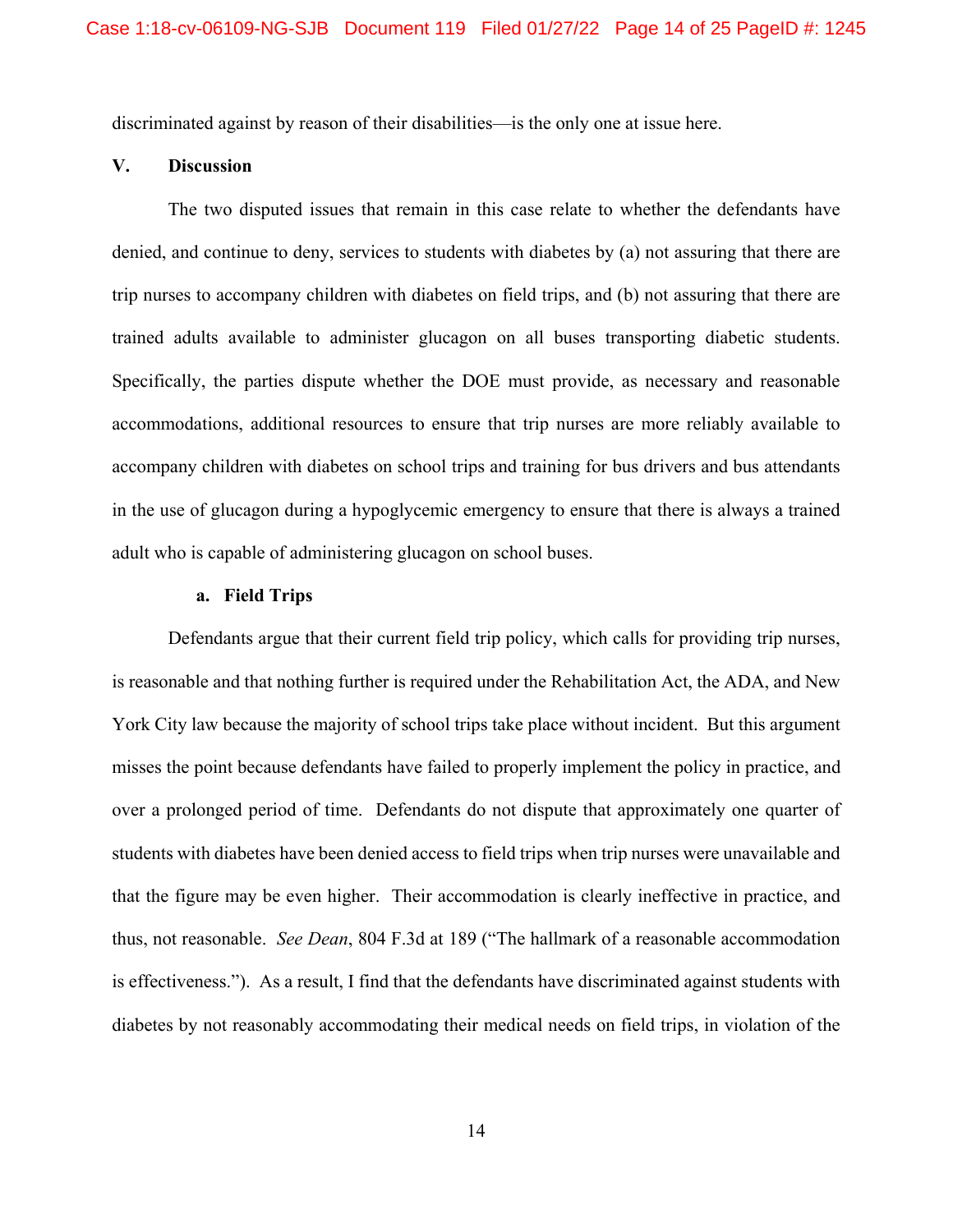discriminated against by reason of their disabilities—is the only one at issue here.

## V. Discussion

The two disputed issues that remain in this case relate to whether the defendants have denied, and continue to deny, services to students with diabetes by (a) not assuring that there are trip nurses to accompany children with diabetes on field trips, and (b) not assuring that there are trained adults available to administer glucagon on all buses transporting diabetic students. Specifically, the parties dispute whether the DOE must provide, as necessary and reasonable accommodations, additional resources to ensure that trip nurses are more reliably available to accompany children with diabetes on school trips and training for bus drivers and bus attendants in the use of glucagon during a hypoglycemic emergency to ensure that there is always a trained adult who is capable of administering glucagon on school buses.

### a. Field Trips

Defendants argue that their current field trip policy, which calls for providing trip nurses, is reasonable and that nothing further is required under the Rehabilitation Act, the ADA, and New York City law because the majority of school trips take place without incident. But this argument misses the point because defendants have failed to properly implement the policy in practice, and over a prolonged period of time. Defendants do not dispute that approximately one quarter of students with diabetes have been denied access to field trips when trip nurses were unavailable and that the figure may be even higher. Their accommodation is clearly ineffective in practice, and thus, not reasonable. *See Dean*, 804 F.3d at 189 ("The hallmark of a reasonable accommodation is effectiveness."). As a result, I find that the defendants have discriminated against students with diabetes by not reasonably accommodating their medical needs on field trips, in violation of the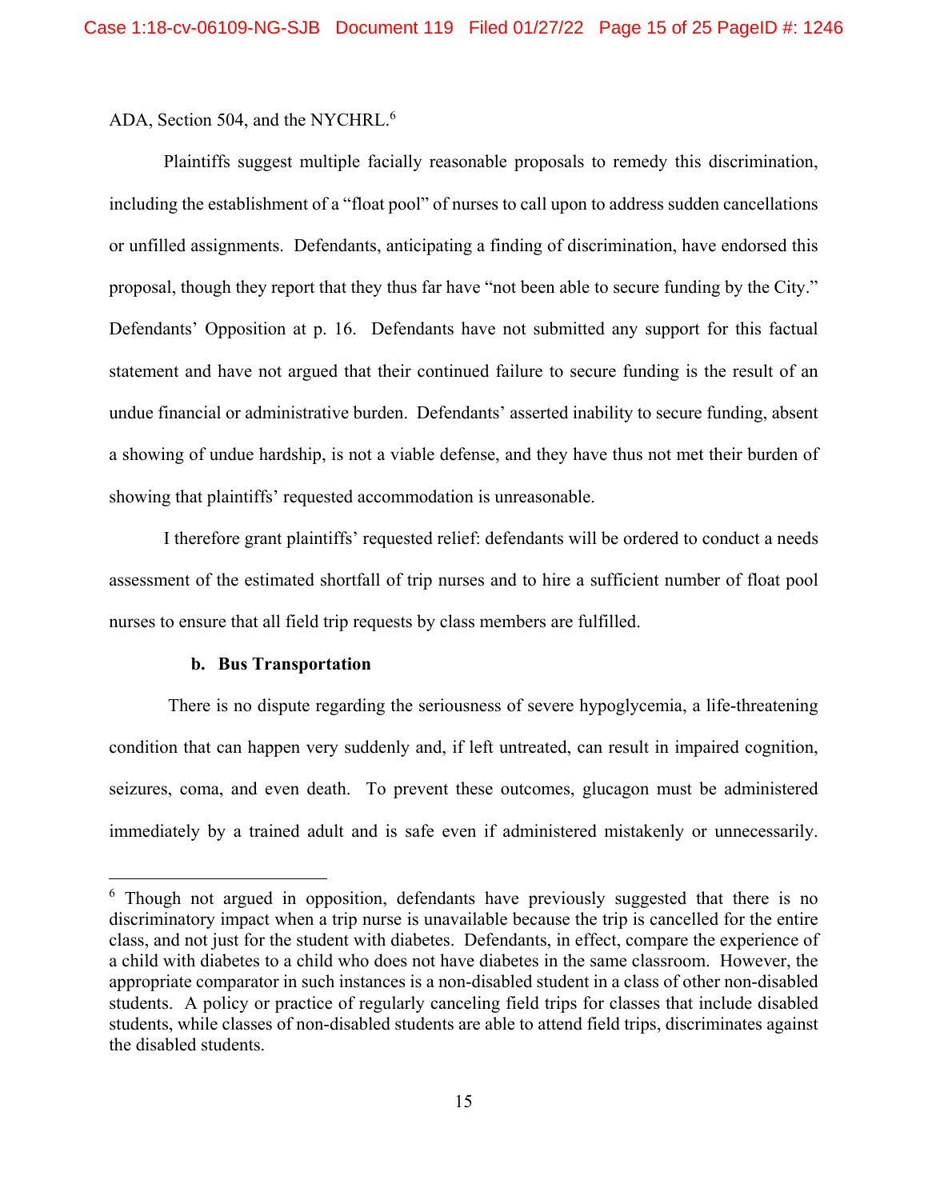ADA, Section 504, and the NYCHRL.[6]

Plaintiffs suggest multiple facially reasonable proposals to remedy this discrimination, including the establishment of a "float pool" of nurses to call upon to address sudden cancellations or unfilled assignments. Defendants, anticipating a finding of discrimination, have endorsed this proposal, though they report that they thus far have "not been able to secure funding by the City." Defendants' Opposition at p. 16. Defendants have not submitted any support for this factual statement and have not argued that their continued failure to secure funding is the result of an undue financial or administrative burden. Defendants' asserted inability to secure funding, absent a showing of undue hardship, is not a viable defense, and they have thus not met their burden of showing that plaintiffs' requested accommodation is unreasonable.

I therefore grant plaintiffs' requested relief: defendants will be ordered to conduct a needs assessment of the estimated shortfall of trip nurses and to hire a sufficient number of float pool nurses to ensure that all field trip requests by class members are fulfilled.

**b. Bus Transportation**

There is no dispute regarding the seriousness of severe hypoglycemia, a life-threatening condition that can happen very suddenly and, if left untreated, can result in impaired cognition, seizures, coma, and even death. To prevent these outcomes, glucagon must be administered immediately by a trained adult and is safe even if administered mistakenly or unnecessarily.

---

[6] Though not argued in opposition, defendants have previously suggested that there is no discriminatory impact when a trip nurse is unavailable because the trip is cancelled for the entire class, and not just for the student with diabetes. Defendants, in effect, compare the experience of a child with diabetes to a child who does not have diabetes in the same classroom. However, the appropriate comparator in such instances is a non-disabled student in a class of other non-disabled students. A policy or practice of regularly canceling field trips for classes that include disabled students, while classes of non-disabled students are able to attend field trips, discriminates against the disabled students.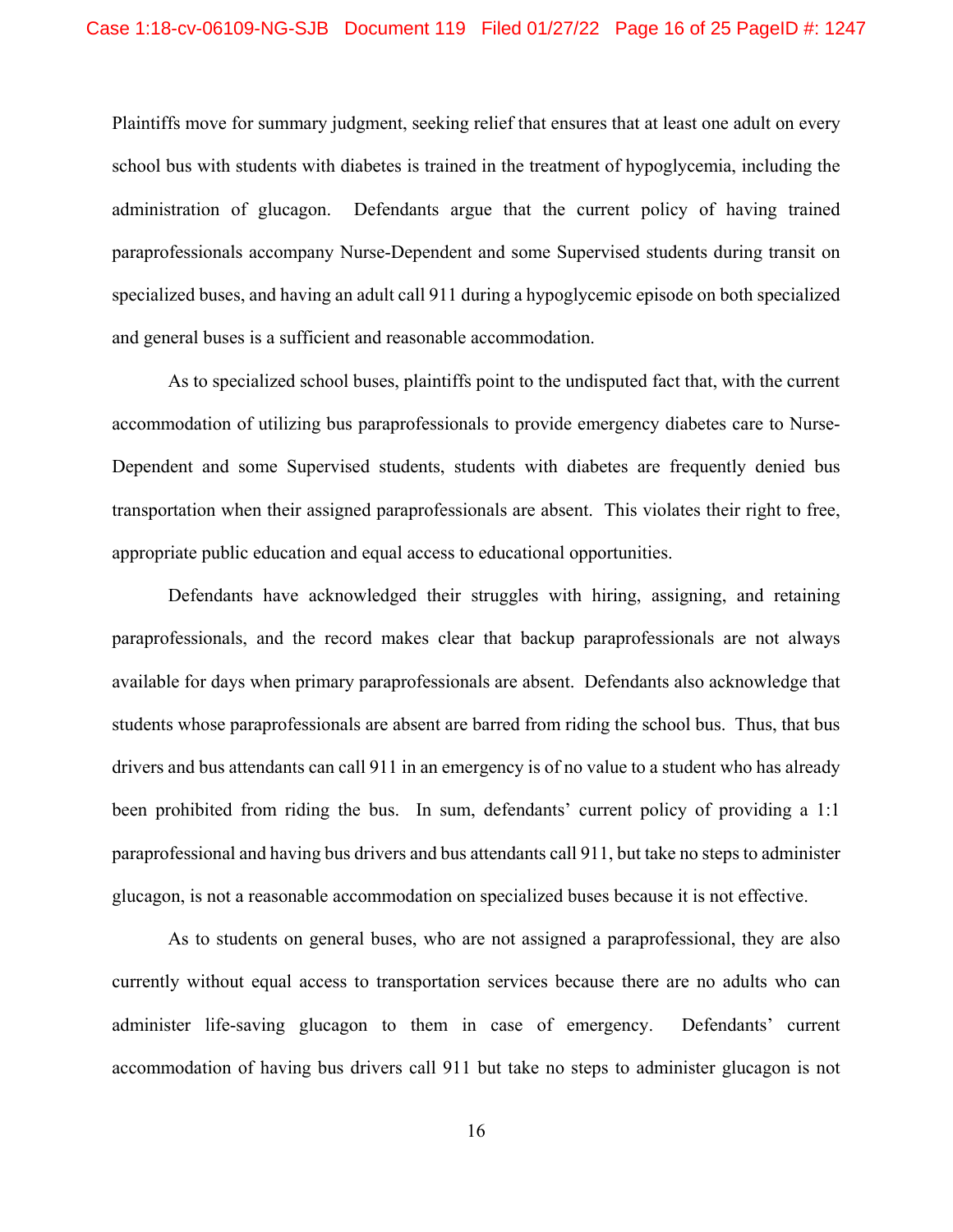Plaintiffs move for summary judgment, seeking relief that ensures that at least one adult on every school bus with students with diabetes is trained in the treatment of hypoglycemia, including the administration of glucagon. Defendants argue that the current policy of having trained paraprofessionals accompany Nurse-Dependent and some Supervised students during transit on specialized buses, and having an adult call 911 during a hypoglycemic episode on both specialized and general buses is a sufficient and reasonable accommodation.

As to specialized school buses, plaintiffs point to the undisputed fact that, with the current accommodation of utilizing bus paraprofessionals to provide emergency diabetes care to Nurse-Dependent and some Supervised students, students with diabetes are frequently denied bus transportation when their assigned paraprofessionals are absent. This violates their right to free, appropriate public education and equal access to educational opportunities.

Defendants have acknowledged their struggles with hiring, assigning, and retaining paraprofessionals, and the record makes clear that backup paraprofessionals are not always available for days when primary paraprofessionals are absent. Defendants also acknowledge that students whose paraprofessionals are absent are barred from riding the school bus. Thus, that bus drivers and bus attendants can call 911 in an emergency is of no value to a student who has already been prohibited from riding the bus. In sum, defendants' current policy of providing a 1:1 paraprofessional and having bus drivers and bus attendants call 911, but take no steps to administer glucagon, is not a reasonable accommodation on specialized buses because it is not effective.

As to students on general buses, who are not assigned a paraprofessional, they are also currently without equal access to transportation services because there are no adults who can administer life-saving glucagon to them in case of emergency. Defendants' current accommodation of having bus drivers call 911 but take no steps to administer glucagon is not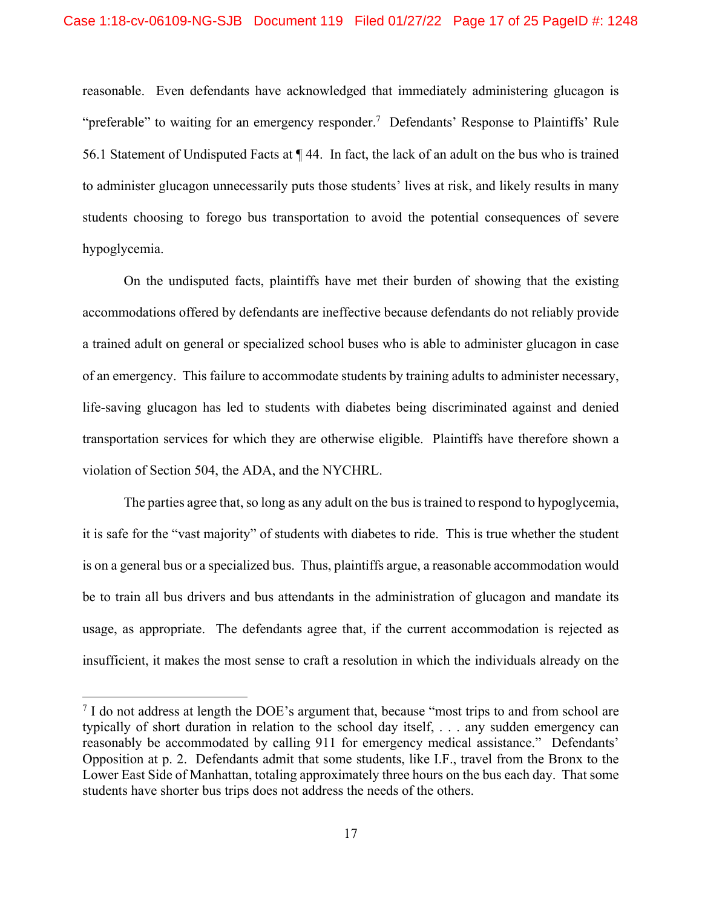reasonable. Even defendants have acknowledged that immediately administering glucagon is "preferable" to waiting for an emergency responder.[7] Defendants' Response to Plaintiffs' Rule 56.1 Statement of Undisputed Facts at ¶ 44. In fact, the lack of an adult on the bus who is trained to administer glucagon unnecessarily puts those students' lives at risk, and likely results in many students choosing to forego bus transportation to avoid the potential consequences of severe hypoglycemia.

On the undisputed facts, plaintiffs have met their burden of showing that the existing accommodations offered by defendants are ineffective because defendants do not reliably provide a trained adult on general or specialized school buses who is able to administer glucagon in case of an emergency. This failure to accommodate students by training adults to administer necessary, life-saving glucagon has led to students with diabetes being discriminated against and denied transportation services for which they are otherwise eligible. Plaintiffs have therefore shown a violation of Section 504, the ADA, and the NYCHRL.

The parties agree that, so long as any adult on the bus is trained to respond to hypoglycemia, it is safe for the "vast majority" of students with diabetes to ride. This is true whether the student is on a general bus or a specialized bus. Thus, plaintiffs argue, a reasonable accommodation would be to train all bus drivers and bus attendants in the administration of glucagon and mandate its usage, as appropriate. The defendants agree that, if the current accommodation is rejected as insufficient, it makes the most sense to craft a resolution in which the individuals already on the

[7] I do not address at length the DOE's argument that, because "most trips to and from school are typically of short duration in relation to the school day itself, . . . any sudden emergency can reasonably be accommodated by calling 911 for emergency medical assistance." Defendants' Opposition at p. 2. Defendants admit that some students, like I.F., travel from the Bronx to the Lower East Side of Manhattan, totaling approximately three hours on the bus each day. That some students have shorter bus trips does not address the needs of the others.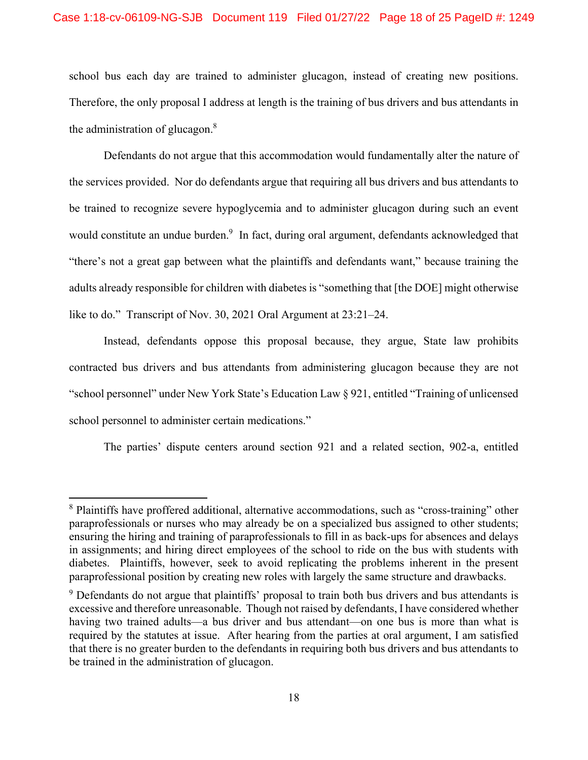school bus each day are trained to administer glucagon, instead of creating new positions. Therefore, the only proposal I address at length is the training of bus drivers and bus attendants in the administration of glucagon.[8]

Defendants do not argue that this accommodation would fundamentally alter the nature of the services provided. Nor do defendants argue that requiring all bus drivers and bus attendants to be trained to recognize severe hypoglycemia and to administer glucagon during such an event would constitute an undue burden.[9] In fact, during oral argument, defendants acknowledged that "there's not a great gap between what the plaintiffs and defendants want," because training the adults already responsible for children with diabetes is "something that [the DOE] might otherwise like to do." Transcript of Nov. 30, 2021 Oral Argument at 23:21–24.

Instead, defendants oppose this proposal because, they argue, State law prohibits contracted bus drivers and bus attendants from administering glucagon because they are not "school personnel" under New York State's Education Law § 921, entitled "Training of unlicensed school personnel to administer certain medications."

The parties' dispute centers around section 921 and a related section, 902-a, entitled

---

[8] Plaintiffs have proffered additional, alternative accommodations, such as "cross-training" other paraprofessionals or nurses who may already be on a specialized bus assigned to other students; ensuring the hiring and training of paraprofessionals to fill in as back-ups for absences and delays in assignments; and hiring direct employees of the school to ride on the bus with students with diabetes. Plaintiffs, however, seek to avoid replicating the problems inherent in the present paraprofessional position by creating new roles with largely the same structure and drawbacks.

[9] Defendants do not argue that plaintiffs' proposal to train both bus drivers and bus attendants is excessive and therefore unreasonable. Though not raised by defendants, I have considered whether having two trained adults—a bus driver and bus attendant—on one bus is more than what is required by the statutes at issue. After hearing from the parties at oral argument, I am satisfied that there is no greater burden to the defendants in requiring both bus drivers and bus attendants to be trained in the administration of glucagon.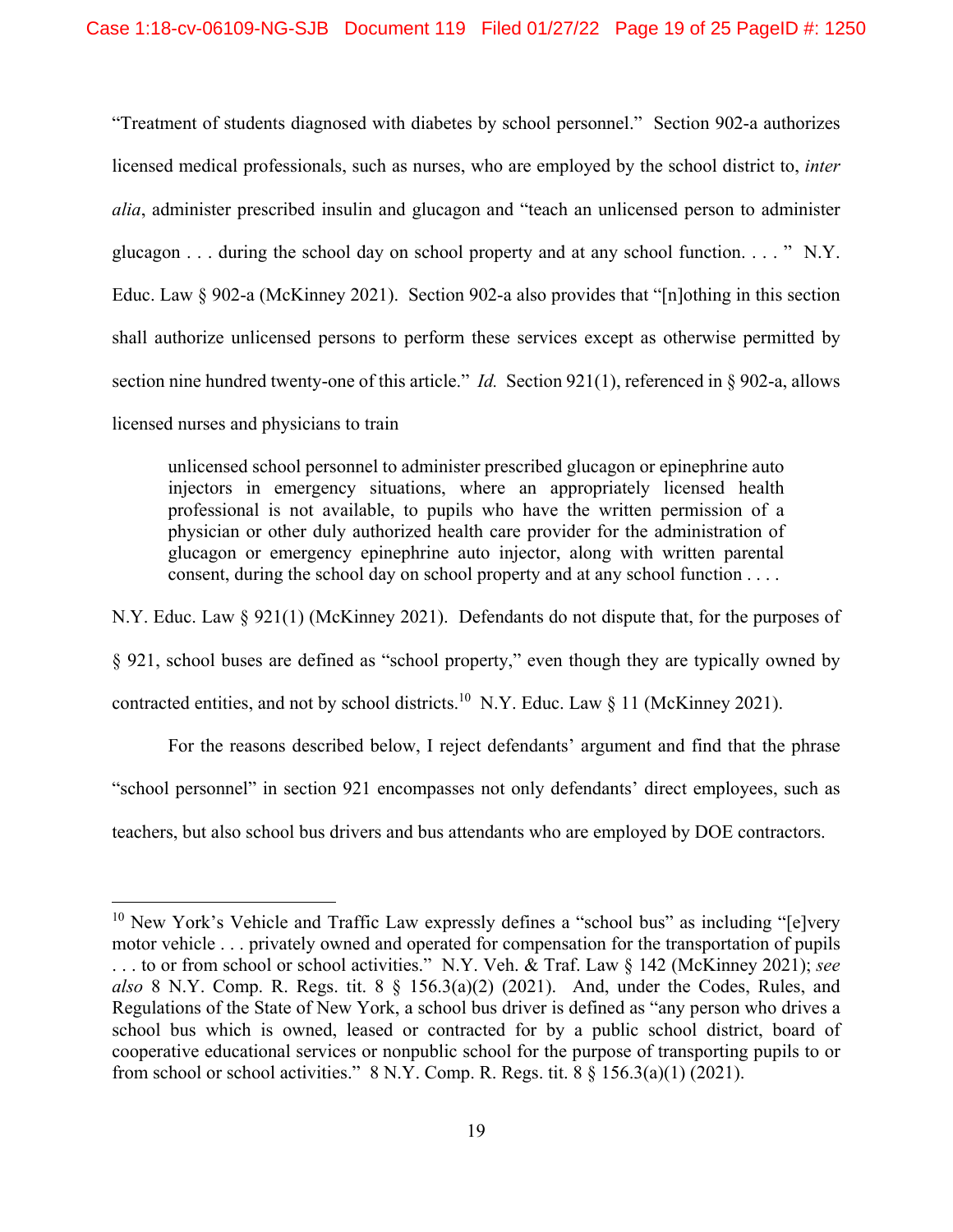"Treatment of students diagnosed with diabetes by school personnel." Section 902-a authorizes licensed medical professionals, such as nurses, who are employed by the school district to, *inter alia*, administer prescribed insulin and glucagon and "teach an unlicensed person to administer glucagon . . . during the school day on school property and at any school function. . . . " N.Y. Educ. Law § 902-a (McKinney 2021). Section 902-a also provides that "[n]othing in this section shall authorize unlicensed persons to perform these services except as otherwise permitted by section nine hundred twenty-one of this article." *Id.* Section 921(1), referenced in § 902-a, allows licensed nurses and physicians to train

> unlicensed school personnel to administer prescribed glucagon or epinephrine auto injectors in emergency situations, where an appropriately licensed health professional is not available, to pupils who have the written permission of a physician or other duly authorized health care provider for the administration of glucagon or emergency epinephrine auto injector, along with written parental consent, during the school day on school property and at any school function . . . .

N.Y. Educ. Law § 921(1) (McKinney 2021). Defendants do not dispute that, for the purposes of § 921, school buses are defined as "school property," even though they are typically owned by contracted entities, and not by school districts.[10] N.Y. Educ. Law § 11 (McKinney 2021).

For the reasons described below, I reject defendants' argument and find that the phrase "school personnel" in section 921 encompasses not only defendants' direct employees, such as teachers, but also school bus drivers and bus attendants who are employed by DOE contractors.

---

[10] New York's Vehicle and Traffic Law expressly defines a "school bus" as including "[e]very motor vehicle . . . privately owned and operated for compensation for the transportation of pupils . . . to or from school or school activities." N.Y. Veh. & Traf. Law § 142 (McKinney 2021); *see also* 8 N.Y. Comp. R. Regs. tit. 8 § 156.3(a)(2) (2021). And, under the Codes, Rules, and Regulations of the State of New York, a school bus driver is defined as "any person who drives a school bus which is owned, leased or contracted for by a public school district, board of cooperative educational services or nonpublic school for the purpose of transporting pupils to or from school or school activities." 8 N.Y. Comp. R. Regs. tit. 8 § 156.3(a)(1) (2021).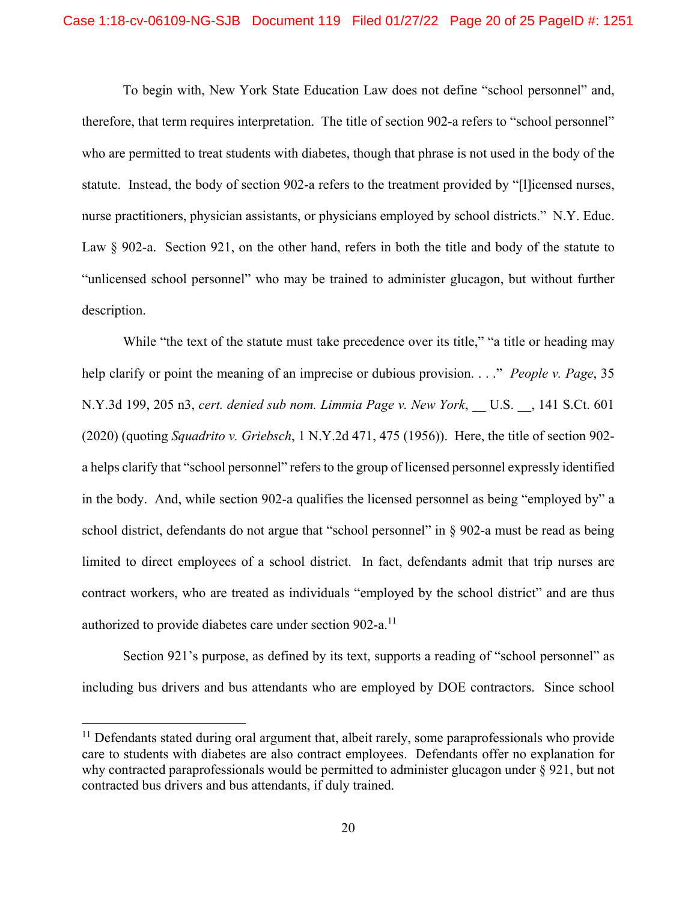To begin with, New York State Education Law does not define "school personnel" and, therefore, that term requires interpretation. The title of section 902-a refers to "school personnel" who are permitted to treat students with diabetes, though that phrase is not used in the body of the statute. Instead, the body of section 902-a refers to the treatment provided by "[l]icensed nurses, nurse practitioners, physician assistants, or physicians employed by school districts." N.Y. Educ. Law § 902-a. Section 921, on the other hand, refers in both the title and body of the statute to "unlicensed school personnel" who may be trained to administer glucagon, but without further description.

While "the text of the statute must take precedence over its title," "a title or heading may help clarify or point the meaning of an imprecise or dubious provision. . . ." *People v. Page*, 35 N.Y.3d 199, 205 n3, *cert. denied sub nom. Limmia Page v. New York*, __ U.S. __, 141 S.Ct. 601 (2020) (quoting *Squadrito v. Griebsch*, 1 N.Y.2d 471, 475 (1956)). Here, the title of section 902-a helps clarify that "school personnel" refers to the group of licensed personnel expressly identified in the body. And, while section 902-a qualifies the licensed personnel as being "employed by" a school district, defendants do not argue that "school personnel" in § 902-a must be read as being limited to direct employees of a school district. In fact, defendants admit that trip nurses are contract workers, who are treated as individuals "employed by the school district" and are thus authorized to provide diabetes care under section 902-a.[11]

Section 921's purpose, as defined by its text, supports a reading of "school personnel" as including bus drivers and bus attendants who are employed by DOE contractors. Since school

---

[11] Defendants stated during oral argument that, albeit rarely, some paraprofessionals who provide care to students with diabetes are also contract employees. Defendants offer no explanation for why contracted paraprofessionals would be permitted to administer glucagon under § 921, but not contracted bus drivers and bus attendants, if duly trained.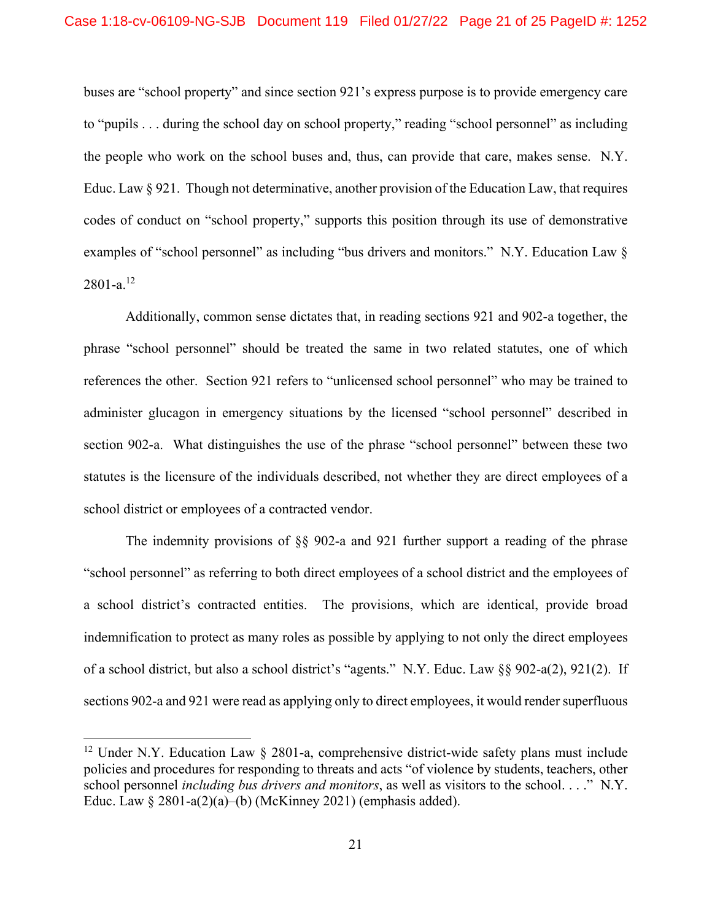buses are "school property" and since section 921's express purpose is to provide emergency care to "pupils . . . during the school day on school property," reading "school personnel" as including the people who work on the school buses and, thus, can provide that care, makes sense. N.Y. Educ. Law § 921. Though not determinative, another provision of the Education Law, that requires codes of conduct on "school property," supports this position through its use of demonstrative examples of "school personnel" as including "bus drivers and monitors." N.Y. Education Law § 2801-a.[12]

Additionally, common sense dictates that, in reading sections 921 and 902-a together, the phrase "school personnel" should be treated the same in two related statutes, one of which references the other. Section 921 refers to "unlicensed school personnel" who may be trained to administer glucagon in emergency situations by the licensed "school personnel" described in section 902-a. What distinguishes the use of the phrase "school personnel" between these two statutes is the licensure of the individuals described, not whether they are direct employees of a school district or employees of a contracted vendor.

The indemnity provisions of §§ 902-a and 921 further support a reading of the phrase "school personnel" as referring to both direct employees of a school district and the employees of a school district's contracted entities. The provisions, which are identical, provide broad indemnification to protect as many roles as possible by applying to not only the direct employees of a school district, but also a school district's "agents." N.Y. Educ. Law §§ 902-a(2), 921(2). If sections 902-a and 921 were read as applying only to direct employees, it would render superfluous

---

[12] Under N.Y. Education Law § 2801-a, comprehensive district-wide safety plans must include policies and procedures for responding to threats and acts "of violence by students, teachers, other school personnel *including bus drivers and monitors*, as well as visitors to the school. . . ." N.Y. Educ. Law § 2801-a(2)(a)–(b) (McKinney 2021) (emphasis added).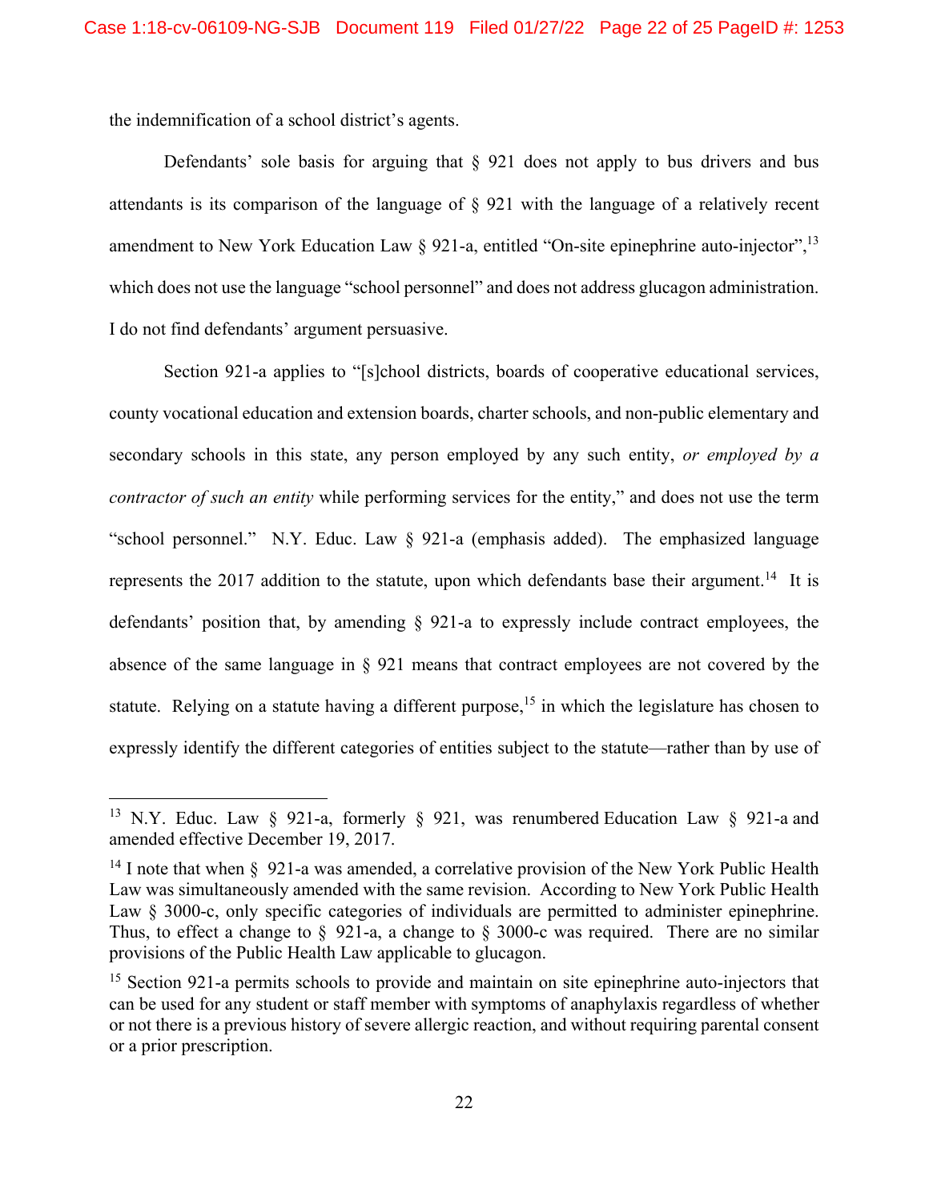the indemnification of a school district's agents.

Defendants' sole basis for arguing that § 921 does not apply to bus drivers and bus attendants is its comparison of the language of § 921 with the language of a relatively recent amendment to New York Education Law § 921-a, entitled "On-site epinephrine auto-injector",[13] which does not use the language "school personnel" and does not address glucagon administration. I do not find defendants' argument persuasive.

Section 921-a applies to "[s]chool districts, boards of cooperative educational services, county vocational education and extension boards, charter schools, and non-public elementary and secondary schools in this state, any person employed by any such entity, *or employed by a contractor of such an entity* while performing services for the entity," and does not use the term "school personnel." N.Y. Educ. Law § 921-a (emphasis added). The emphasized language represents the 2017 addition to the statute, upon which defendants base their argument.[14] It is defendants' position that, by amending § 921-a to expressly include contract employees, the absence of the same language in § 921 means that contract employees are not covered by the statute. Relying on a statute having a different purpose,[15] in which the legislature has chosen to expressly identify the different categories of entities subject to the statute—rather than by use of

---

[13] N.Y. Educ. Law § 921-a, formerly § 921, was renumbered Education Law § 921-a and amended effective December 19, 2017.

[14] I note that when § 921-a was amended, a correlative provision of the New York Public Health Law was simultaneously amended with the same revision. According to New York Public Health Law § 3000-c, only specific categories of individuals are permitted to administer epinephrine. Thus, to effect a change to § 921-a, a change to § 3000-c was required. There are no similar provisions of the Public Health Law applicable to glucagon.

[15] Section 921-a permits schools to provide and maintain on site epinephrine auto-injectors that can be used for any student or staff member with symptoms of anaphylaxis regardless of whether or not there is a previous history of severe allergic reaction, and without requiring parental consent or a prior prescription.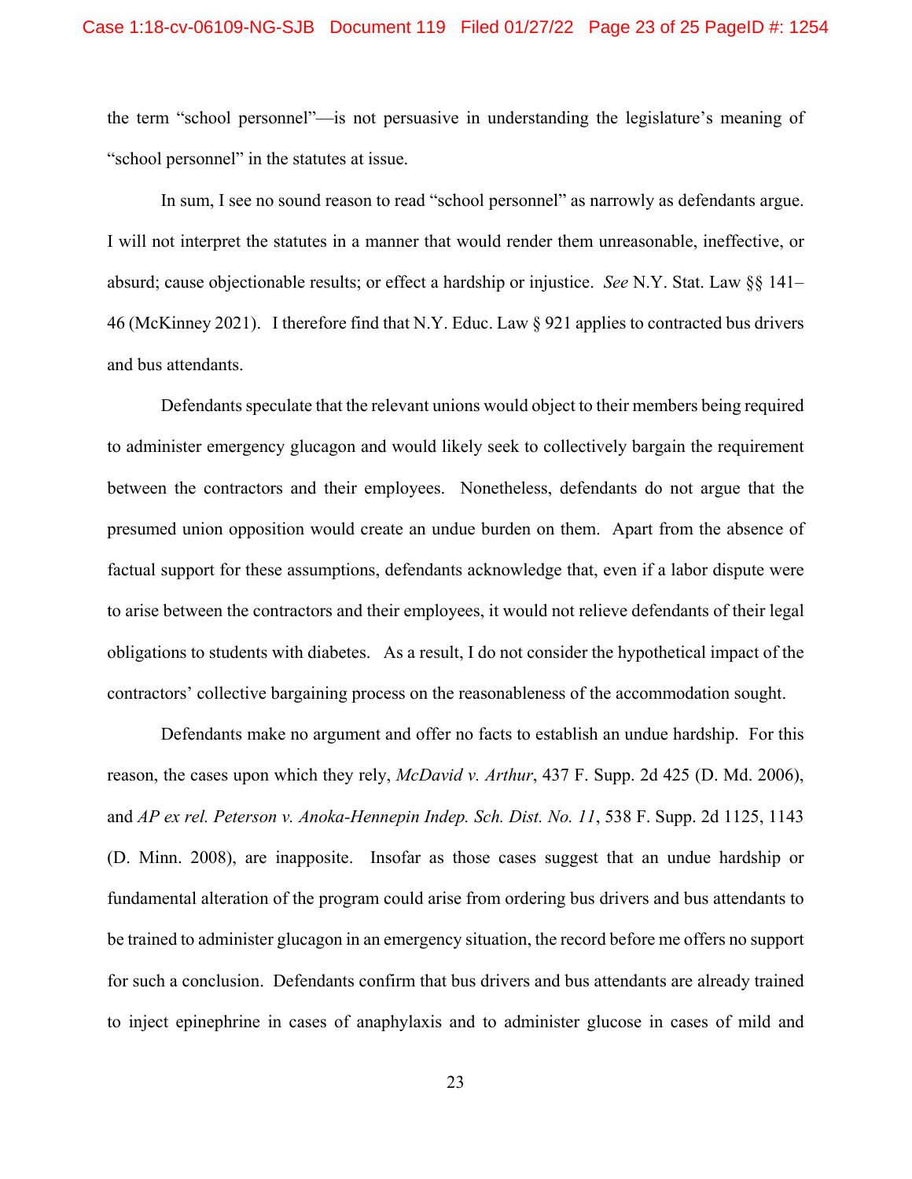the term "school personnel"—is not persuasive in understanding the legislature's meaning of "school personnel" in the statutes at issue.

In sum, I see no sound reason to read "school personnel" as narrowly as defendants argue. I will not interpret the statutes in a manner that would render them unreasonable, ineffective, or absurd; cause objectionable results; or effect a hardship or injustice. *See* N.Y. Stat. Law §§ 141–46 (McKinney 2021). I therefore find that N.Y. Educ. Law § 921 applies to contracted bus drivers and bus attendants.

Defendants speculate that the relevant unions would object to their members being required to administer emergency glucagon and would likely seek to collectively bargain the requirement between the contractors and their employees. Nonetheless, defendants do not argue that the presumed union opposition would create an undue burden on them. Apart from the absence of factual support for these assumptions, defendants acknowledge that, even if a labor dispute were to arise between the contractors and their employees, it would not relieve defendants of their legal obligations to students with diabetes. As a result, I do not consider the hypothetical impact of the contractors' collective bargaining process on the reasonableness of the accommodation sought.

Defendants make no argument and offer no facts to establish an undue hardship. For this reason, the cases upon which they rely, *McDavid v. Arthur*, 437 F. Supp. 2d 425 (D. Md. 2006), and *AP ex rel. Peterson v. Anoka-Hennepin Indep. Sch. Dist. No. 11*, 538 F. Supp. 2d 1125, 1143 (D. Minn. 2008), are inapposite. Insofar as those cases suggest that an undue hardship or fundamental alteration of the program could arise from ordering bus drivers and bus attendants to be trained to administer glucagon in an emergency situation, the record before me offers no support for such a conclusion. Defendants confirm that bus drivers and bus attendants are already trained to inject epinephrine in cases of anaphylaxis and to administer glucose in cases of mild and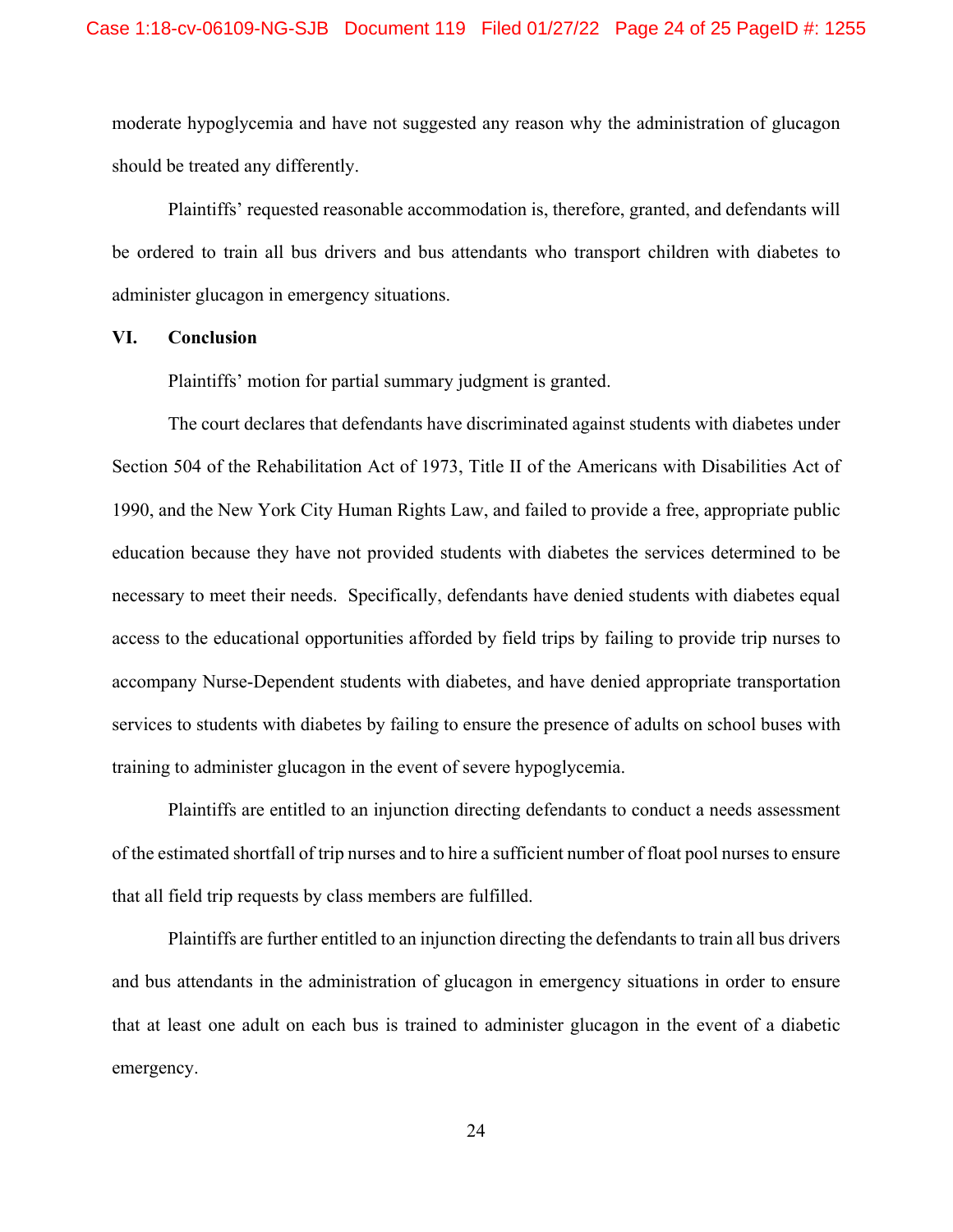moderate hypoglycemia and have not suggested any reason why the administration of glucagon should be treated any differently.

Plaintiffs' requested reasonable accommodation is, therefore, granted, and defendants will be ordered to train all bus drivers and bus attendants who transport children with diabetes to administer glucagon in emergency situations.

## VI. Conclusion

Plaintiffs' motion for partial summary judgment is granted.

The court declares that defendants have discriminated against students with diabetes under Section 504 of the Rehabilitation Act of 1973, Title II of the Americans with Disabilities Act of 1990, and the New York City Human Rights Law, and failed to provide a free, appropriate public education because they have not provided students with diabetes the services determined to be necessary to meet their needs. Specifically, defendants have denied students with diabetes equal access to the educational opportunities afforded by field trips by failing to provide trip nurses to accompany Nurse-Dependent students with diabetes, and have denied appropriate transportation services to students with diabetes by failing to ensure the presence of adults on school buses with training to administer glucagon in the event of severe hypoglycemia.

Plaintiffs are entitled to an injunction directing defendants to conduct a needs assessment of the estimated shortfall of trip nurses and to hire a sufficient number of float pool nurses to ensure that all field trip requests by class members are fulfilled.

Plaintiffs are further entitled to an injunction directing the defendants to train all bus drivers and bus attendants in the administration of glucagon in emergency situations in order to ensure that at least one adult on each bus is trained to administer glucagon in the event of a diabetic emergency.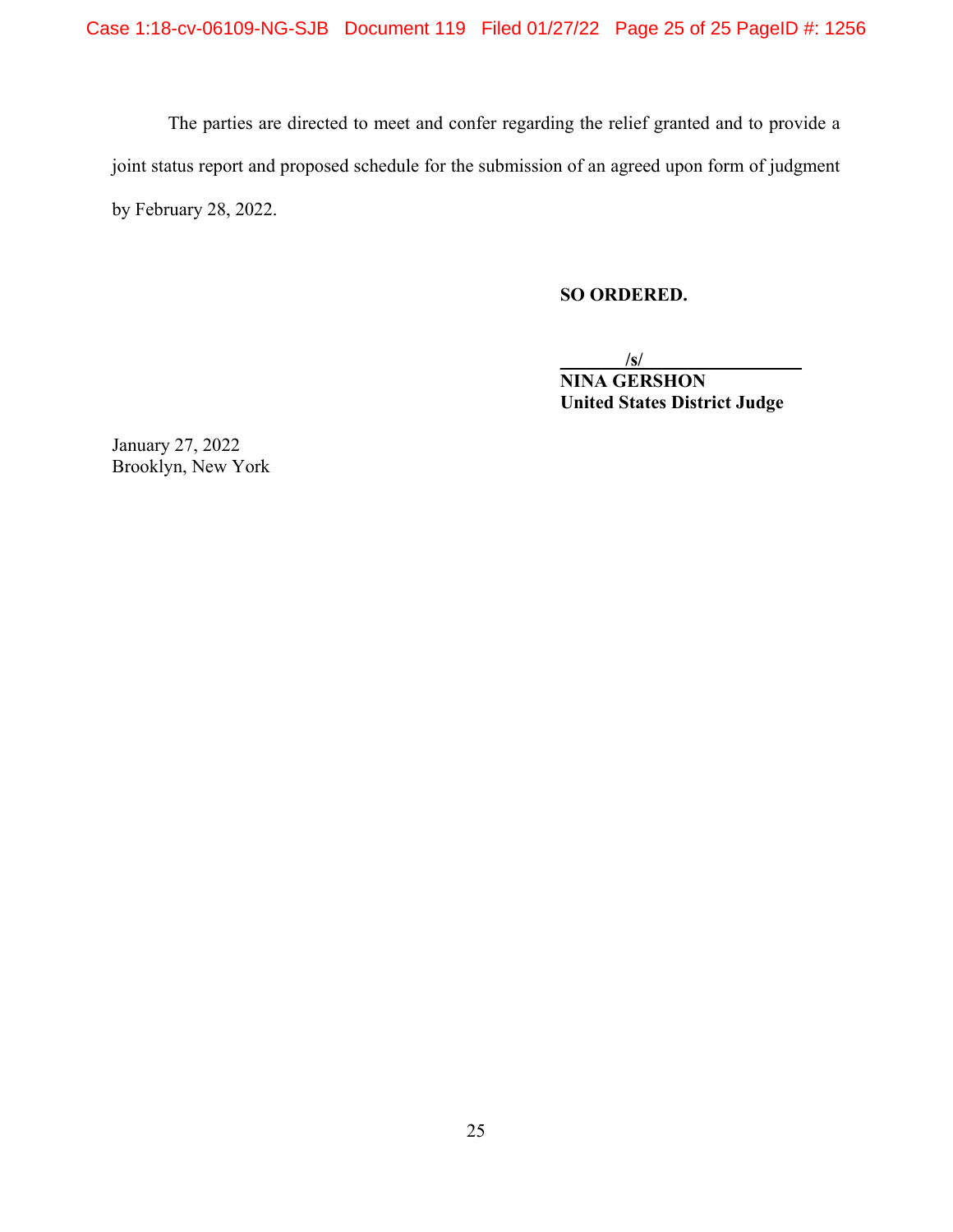The parties are directed to meet and confer regarding the relief granted and to provide a joint status report and proposed schedule for the submission of an agreed upon form of judgment by February 28, 2022.

**SO ORDERED.**

**/s/**
**NINA GERSHON**
**United States District Judge**

January 27, 2022
Brooklyn, New York